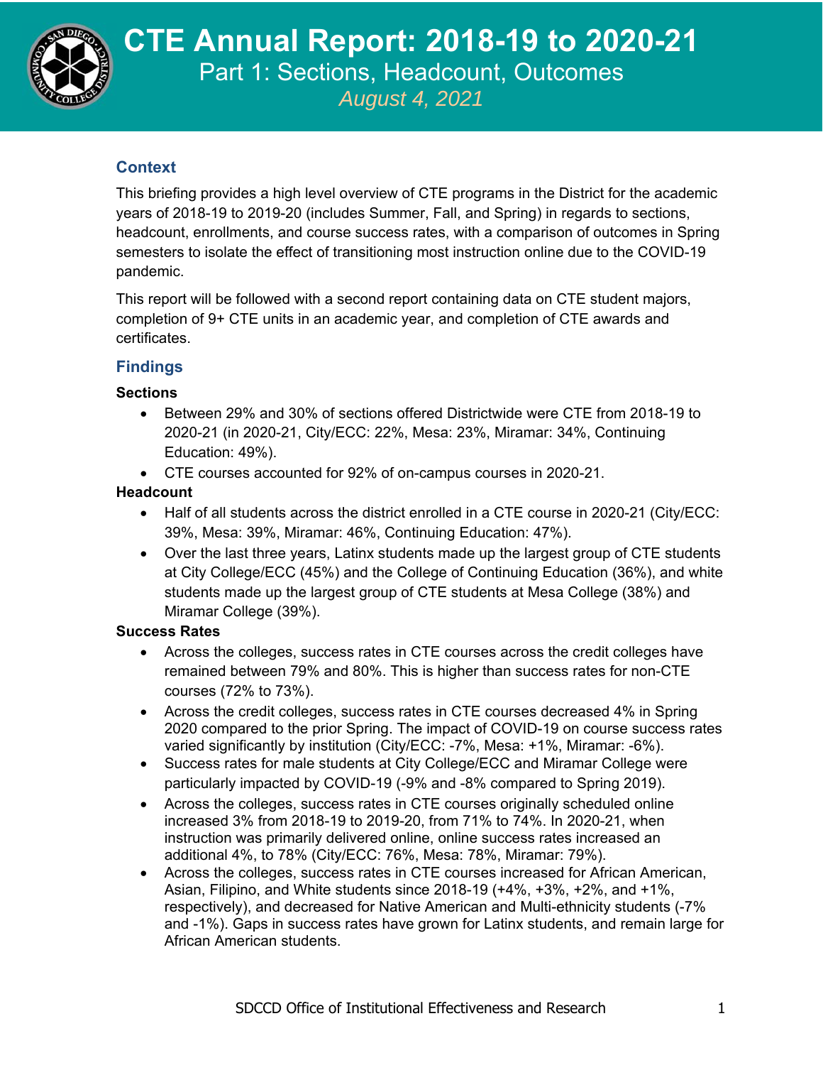# CTE Annual Report: 2018-19 to 2020-21

## Part 1: Sections, Headcount, Outcomes

*August 4, 2021*

## Context

This briefing provides a high level overview of CTE programs in the District for the academic years of 2018-19 to 2019-20 (includes Summer, Fall, and Spring) in regards to sections, headcount, enrollments, and course success rates, with a comparison of outcomes in Spring semesters to isolate the effect of transitioning most instruction online due to the COVID-19 pandemic.

This report will be followed with a second report containing data on CTE student majors, completion of 9+ CTE units in an academic year, and completion of CTE awards and certificates.

## Findings

**Sections**

- Between 29% and 30% of sections offered Districtwide were CTE from 2018-19 to 2020-21 (in 2020-21, City/ECC: 22%, Mesa: 23%, Miramar: 34%, Continuing Education: 49%).
- CTE courses accounted for 92% of on-campus courses in 2020-21.

**Headcount**

- Half of all students across the district enrolled in a CTE course in 2020-21 (City/ECC: 39%, Mesa: 39%, Miramar: 46%, Continuing Education: 47%).
- Over the last three years, Latinx students made up the largest group of CTE students at City College/ECC (45%) and the College of Continuing Education (36%), and white students made up the largest group of CTE students at Mesa College (38%) and Miramar College (39%).

**Success Rates**

- Across the colleges, success rates in CTE courses across the credit colleges have remained between 79% and 80%. This is higher than success rates for non-CTE courses (72% to 73%).
- Across the credit colleges, success rates in CTE courses decreased 4% in Spring 2020 compared to the prior Spring. The impact of COVID-19 on course success rates varied significantly by institution (City/ECC: -7%, Mesa: +1%, Miramar: -6%).
- Success rates for male students at City College/ECC and Miramar College were particularly impacted by COVID-19 (-9% and -8% compared to Spring 2019).
- Across the colleges, success rates in CTE courses originally scheduled online increased 3% from 2018-19 to 2019-20, from 71% to 74%. In 2020-21, when instruction was primarily delivered online, online success rates increased an additional 4%, to 78% (City/ECC: 76%, Mesa: 78%, Miramar: 79%).
- Across the colleges, success rates in CTE courses increased for African American, Asian, Filipino, and White students since 2018-19 (+4%, +3%, +2%, and +1%, respectively), and decreased for Native American and Multi-ethnicity students (-7% and -1%). Gaps in success rates have grown for Latinx students, and remain large for African American students.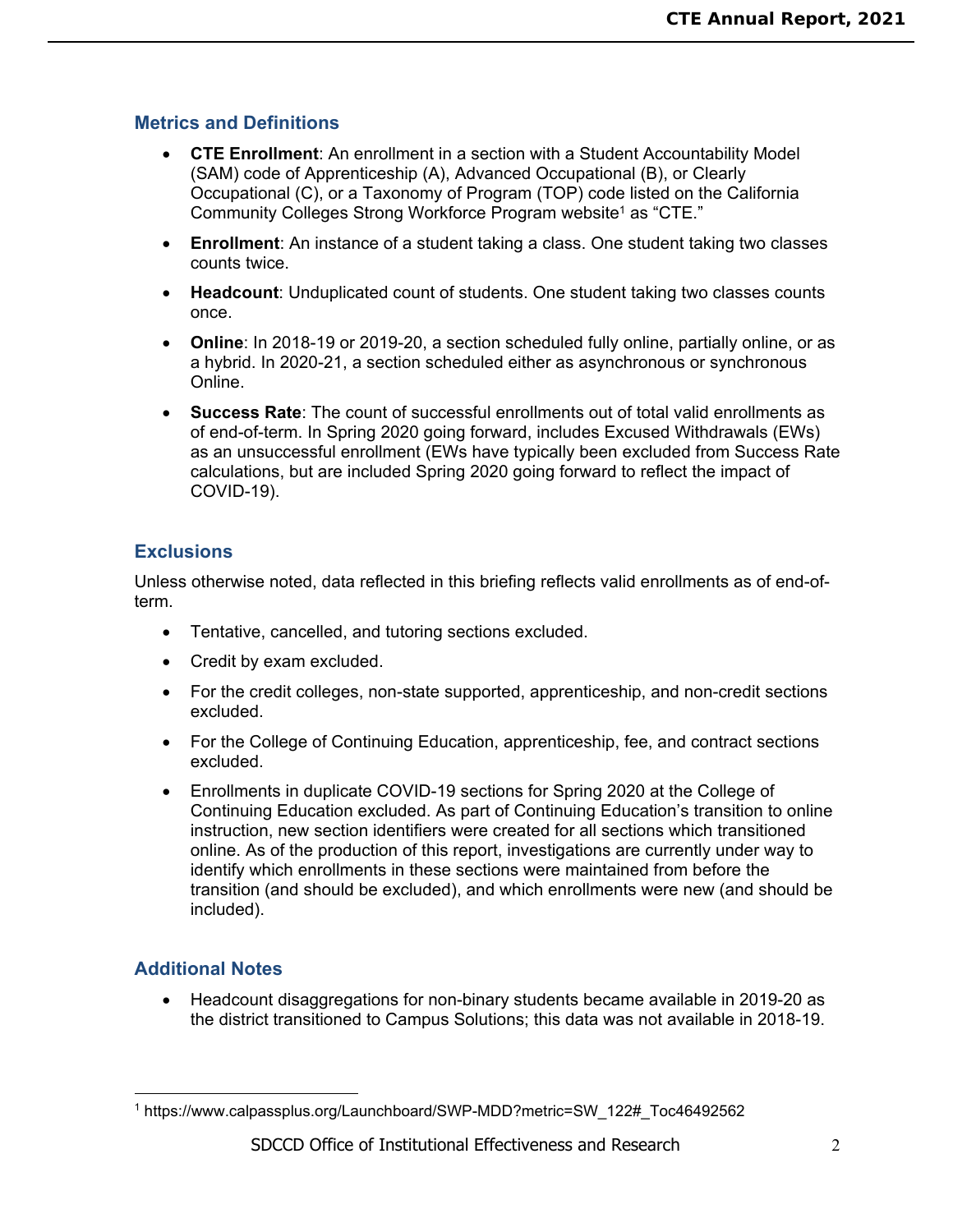## Metrics and Definitions

- **CTE Enrollment**: An enrollment in a section with a Student Accountability Model (SAM) code of Apprenticeship (A), Advanced Occupational (B), or Clearly Occupational (C), or a Taxonomy of Program (TOP) code listed on the California Community Colleges Strong Workforce Program website[1] as "CTE."
- **Enrollment**: An instance of a student taking a class. One student taking two classes counts twice.
- **Headcount**: Unduplicated count of students. One student taking two classes counts once.
- **Online**: In 2018-19 or 2019-20, a section scheduled fully online, partially online, or as a hybrid. In 2020-21, a section scheduled either as asynchronous or synchronous Online.
- **Success Rate**: The count of successful enrollments out of total valid enrollments as of end-of-term. In Spring 2020 going forward, includes Excused Withdrawals (EWs) as an unsuccessful enrollment (EWs have typically been excluded from Success Rate calculations, but are included Spring 2020 going forward to reflect the impact of COVID-19).

## Exclusions

Unless otherwise noted, data reflected in this briefing reflects valid enrollments as of end-of-term.

- Tentative, cancelled, and tutoring sections excluded.
- Credit by exam excluded.
- For the credit colleges, non-state supported, apprenticeship, and non-credit sections excluded.
- For the College of Continuing Education, apprenticeship, fee, and contract sections excluded.
- Enrollments in duplicate COVID-19 sections for Spring 2020 at the College of Continuing Education excluded. As part of Continuing Education's transition to online instruction, new section identifiers were created for all sections which transitioned online. As of the production of this report, investigations are currently under way to identify which enrollments in these sections were maintained from before the transition (and should be excluded), and which enrollments were new (and should be included).

## Additional Notes

- Headcount disaggregations for non-binary students became available in 2019-20 as the district transitioned to Campus Solutions; this data was not available in 2018-19.

---

[1] https://www.calpassplus.org/Launchboard/SWP-MDD?metric=SW_122#_Toc46492562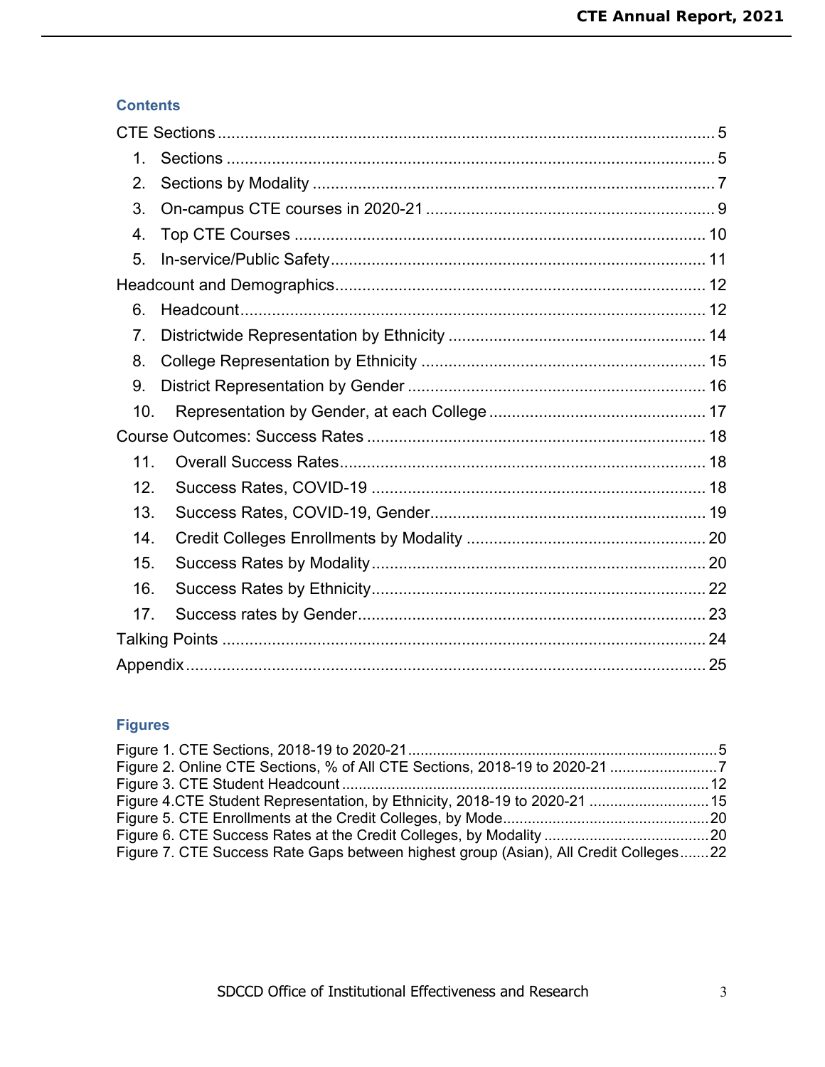## Contents

CTE Sections ..... 5

1. Sections ..... 5
2. Sections by Modality ..... 7
3. On-campus CTE courses in 2020-21 ..... 9
4. Top CTE Courses ..... 10
5. In-service/Public Safety ..... 11

Headcount and Demographics ..... 12

6. Headcount ..... 12
7. Districtwide Representation by Ethnicity ..... 14
8. College Representation by Ethnicity ..... 15
9. District Representation by Gender ..... 16
10. Representation by Gender, at each College ..... 17

Course Outcomes: Success Rates ..... 18

11. Overall Success Rates ..... 18
12. Success Rates, COVID-19 ..... 18
13. Success Rates, COVID-19, Gender ..... 19
14. Credit Colleges Enrollments by Modality ..... 20
15. Success Rates by Modality ..... 20
16. Success Rates by Ethnicity ..... 22
17. Success rates by Gender ..... 23

Talking Points ..... 24

Appendix ..... 25

## Figures

Figure 1. CTE Sections, 2018-19 to 2020-21 ..... 5
Figure 2. Online CTE Sections, % of All CTE Sections, 2018-19 to 2020-21 ..... 7
Figure 3. CTE Student Headcount ..... 12
Figure 4.CTE Student Representation, by Ethnicity, 2018-19 to 2020-21 ..... 15
Figure 5. CTE Enrollments at the Credit Colleges, by Mode ..... 20
Figure 6. CTE Success Rates at the Credit Colleges, by Modality ..... 20
Figure 7. CTE Success Rate Gaps between highest group (Asian), All Credit Colleges ..... 22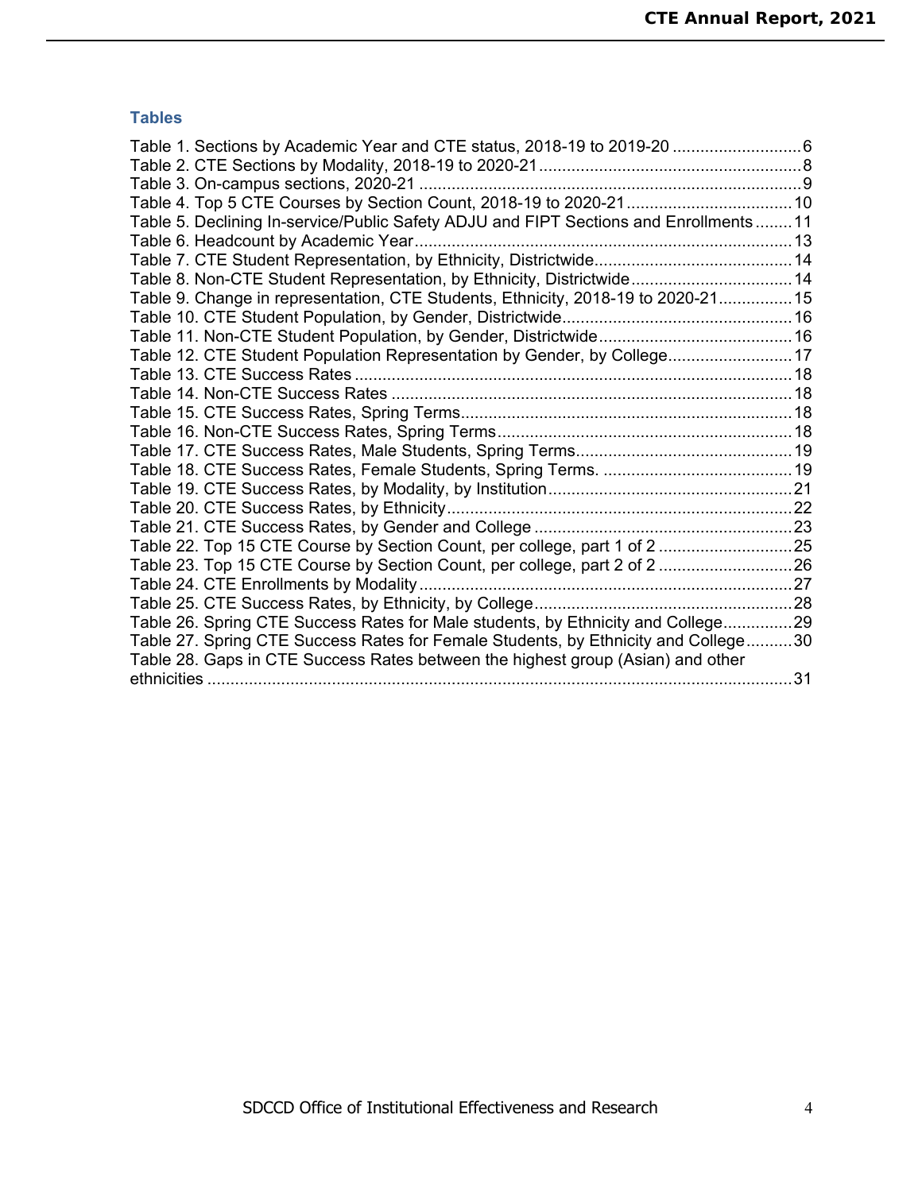### Tables

Table 1. Sections by Academic Year and CTE status, 2018-19 to 2019-20 ............................6
Table 2. CTE Sections by Modality, 2018-19 to 2020-21.........................................................8
Table 3. On-campus sections, 2020-21 ....................................................................................9
Table 4. Top 5 CTE Courses by Section Count, 2018-19 to 2020-21....................................10
Table 5. Declining In-service/Public Safety ADJU and FIPT Sections and Enrollments ........11
Table 6. Headcount by Academic Year..................................................................................13
Table 7. CTE Student Representation, by Ethnicity, Districtwide...........................................14
Table 8. Non-CTE Student Representation, by Ethnicity, Districtwide...................................14
Table 9. Change in representation, CTE Students, Ethnicity, 2018-19 to 2020-21................15
Table 10. CTE Student Population, by Gender, Districtwide..................................................16
Table 11. Non-CTE Student Population, by Gender, Districtwide..........................................16
Table 12. CTE Student Population Representation by Gender, by College...........................17
Table 13. CTE Success Rates ...............................................................................................18
Table 14. Non-CTE Success Rates .......................................................................................18
Table 15. CTE Success Rates, Spring Terms........................................................................18
Table 16. Non-CTE Success Rates, Spring Terms................................................................18
Table 17. CTE Success Rates, Male Students, Spring Terms...............................................19
Table 18. CTE Success Rates, Female Students, Spring Terms. ..........................................19
Table 19. CTE Success Rates, by Modality, by Institution.....................................................21
Table 20. CTE Success Rates, by Ethnicity...........................................................................22
Table 21. CTE Success Rates, by Gender and College ........................................................23
Table 22. Top 15 CTE Course by Section Count, per college, part 1 of 2 .............................25
Table 23. Top 15 CTE Course by Section Count, per college, part 2 of 2 .............................26
Table 24. CTE Enrollments by Modality.................................................................................27
Table 25. CTE Success Rates, by Ethnicity, by College........................................................28
Table 26. Spring CTE Success Rates for Male students, by Ethnicity and College...............29
Table 27. Spring CTE Success Rates for Female Students, by Ethnicity and College..........30
Table 28. Gaps in CTE Success Rates between the highest group (Asian) and other ethnicities ...............................................................................................................................31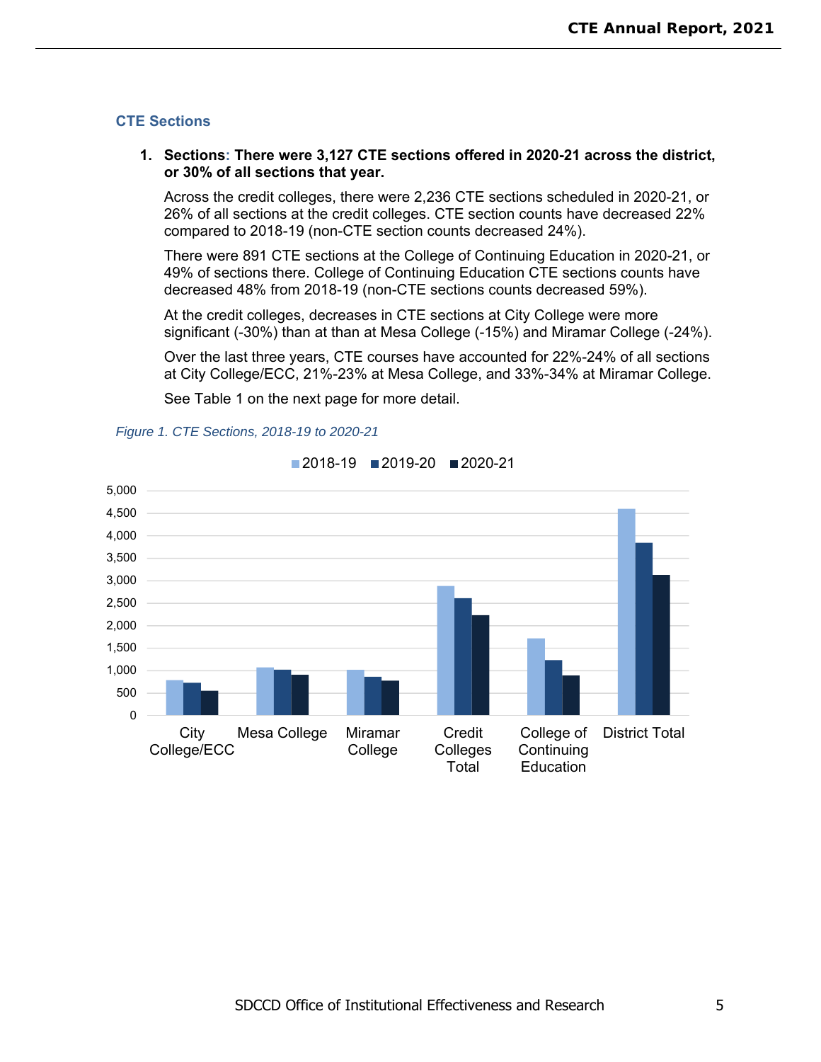## CTE Sections

1. **Sections: There were 3,127 CTE sections offered in 2020-21 across the district, or 30% of all sections that year.**

   Across the credit colleges, there were 2,236 CTE sections scheduled in 2020-21, or 26% of all sections at the credit colleges. CTE section counts have decreased 22% compared to 2018-19 (non-CTE section counts decreased 24%).

   There were 891 CTE sections at the College of Continuing Education in 2020-21, or 49% of sections there. College of Continuing Education CTE sections counts have decreased 48% from 2018-19 (non-CTE sections counts decreased 59%).

   At the credit colleges, decreases in CTE sections at City College were more significant (-30%) than at than at Mesa College (-15%) and Miramar College (-24%).

   Over the last three years, CTE courses have accounted for 22%-24% of all sections at City College/ECC, 21%-23% at Mesa College, and 33%-34% at Miramar College.

   See Table 1 on the next page for more detail.

*Figure 1. CTE Sections, 2018-19 to 2020-21*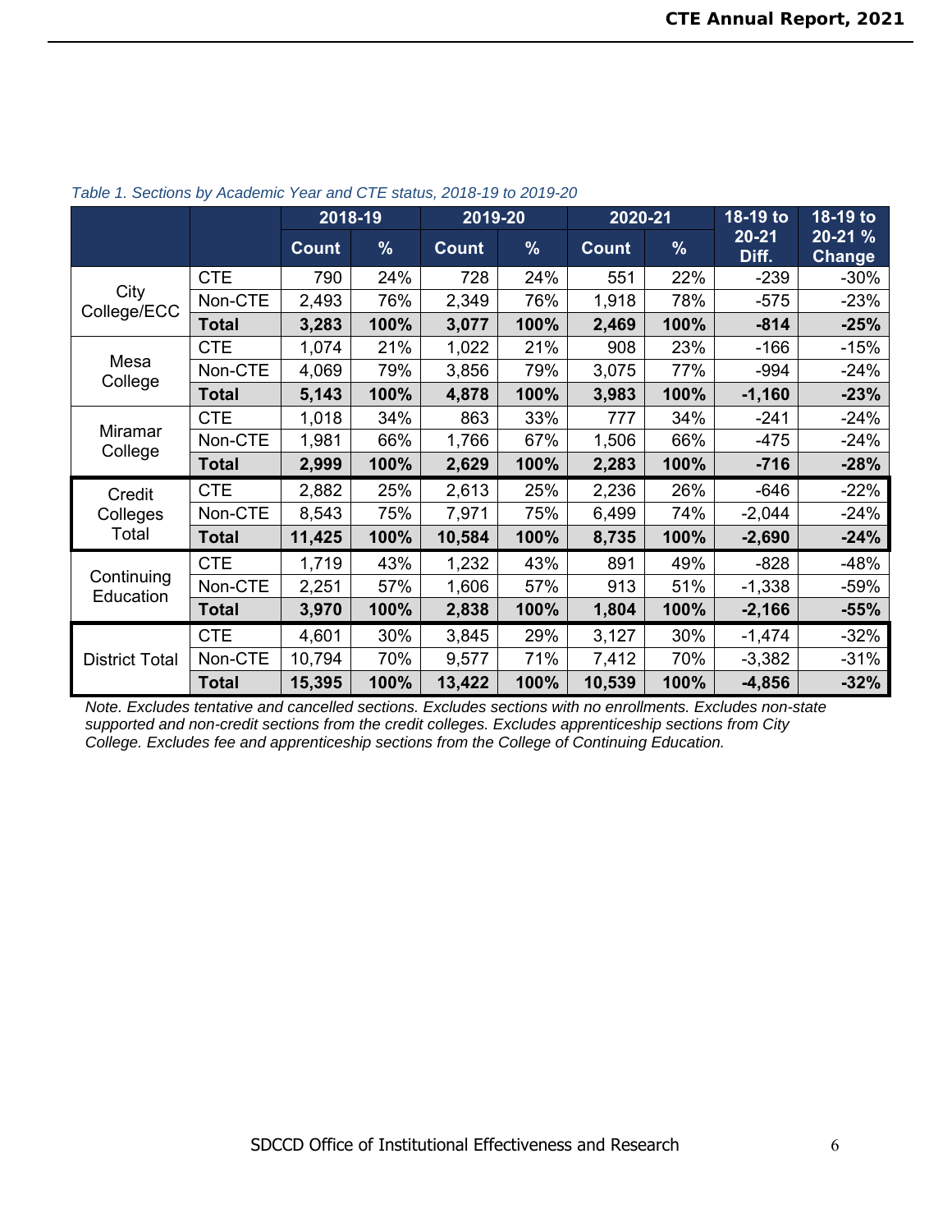*Table 1. Sections by Academic Year and CTE status, 2018-19 to 2019-20*

| | | 2018-19 | | 2019-20 | | 2020-21 | | 18-19 to 20-21 Diff. | 18-19 to 20-21 % Change |
|---|---|---|---|---|---|---|---|---|---|
| | | Count | % | Count | % | Count | % | | |
| City College/ECC | CTE | 790 | 24% | 728 | 24% | 551 | 22% | -239 | -30% |
| | Non-CTE | 2,493 | 76% | 2,349 | 76% | 1,918 | 78% | -575 | -23% |
| | **Total** | **3,283** | **100%** | **3,077** | **100%** | **2,469** | **100%** | **-814** | **-25%** |
| Mesa College | CTE | 1,074 | 21% | 1,022 | 21% | 908 | 23% | -166 | -15% |
| | Non-CTE | 4,069 | 79% | 3,856 | 79% | 3,075 | 77% | -994 | -24% |
| | **Total** | **5,143** | **100%** | **4,878** | **100%** | **3,983** | **100%** | **-1,160** | **-23%** |
| Miramar College | CTE | 1,018 | 34% | 863 | 33% | 777 | 34% | -241 | -24% |
| | Non-CTE | 1,981 | 66% | 1,766 | 67% | 1,506 | 66% | -475 | -24% |
| | **Total** | **2,999** | **100%** | **2,629** | **100%** | **2,283** | **100%** | **-716** | **-28%** |
| Credit Colleges Total | CTE | 2,882 | 25% | 2,613 | 25% | 2,236 | 26% | -646 | -22% |
| | Non-CTE | 8,543 | 75% | 7,971 | 75% | 6,499 | 74% | -2,044 | -24% |
| | **Total** | **11,425** | **100%** | **10,584** | **100%** | **8,735** | **100%** | **-2,690** | **-24%** |
| Continuing Education | CTE | 1,719 | 43% | 1,232 | 43% | 891 | 49% | -828 | -48% |
| | Non-CTE | 2,251 | 57% | 1,606 | 57% | 913 | 51% | -1,338 | -59% |
| | **Total** | **3,970** | **100%** | **2,838** | **100%** | **1,804** | **100%** | **-2,166** | **-55%** |
| District Total | CTE | 4,601 | 30% | 3,845 | 29% | 3,127 | 30% | -1,474 | -32% |
| | Non-CTE | 10,794 | 70% | 9,577 | 71% | 7,412 | 70% | -3,382 | -31% |
| | **Total** | **15,395** | **100%** | **13,422** | **100%** | **10,539** | **100%** | **-4,856** | **-32%** |

*Note. Excludes tentative and cancelled sections. Excludes sections with no enrollments. Excludes non-state supported and non-credit sections from the credit colleges. Excludes apprenticeship sections from City College. Excludes fee and apprenticeship sections from the College of Continuing Education.*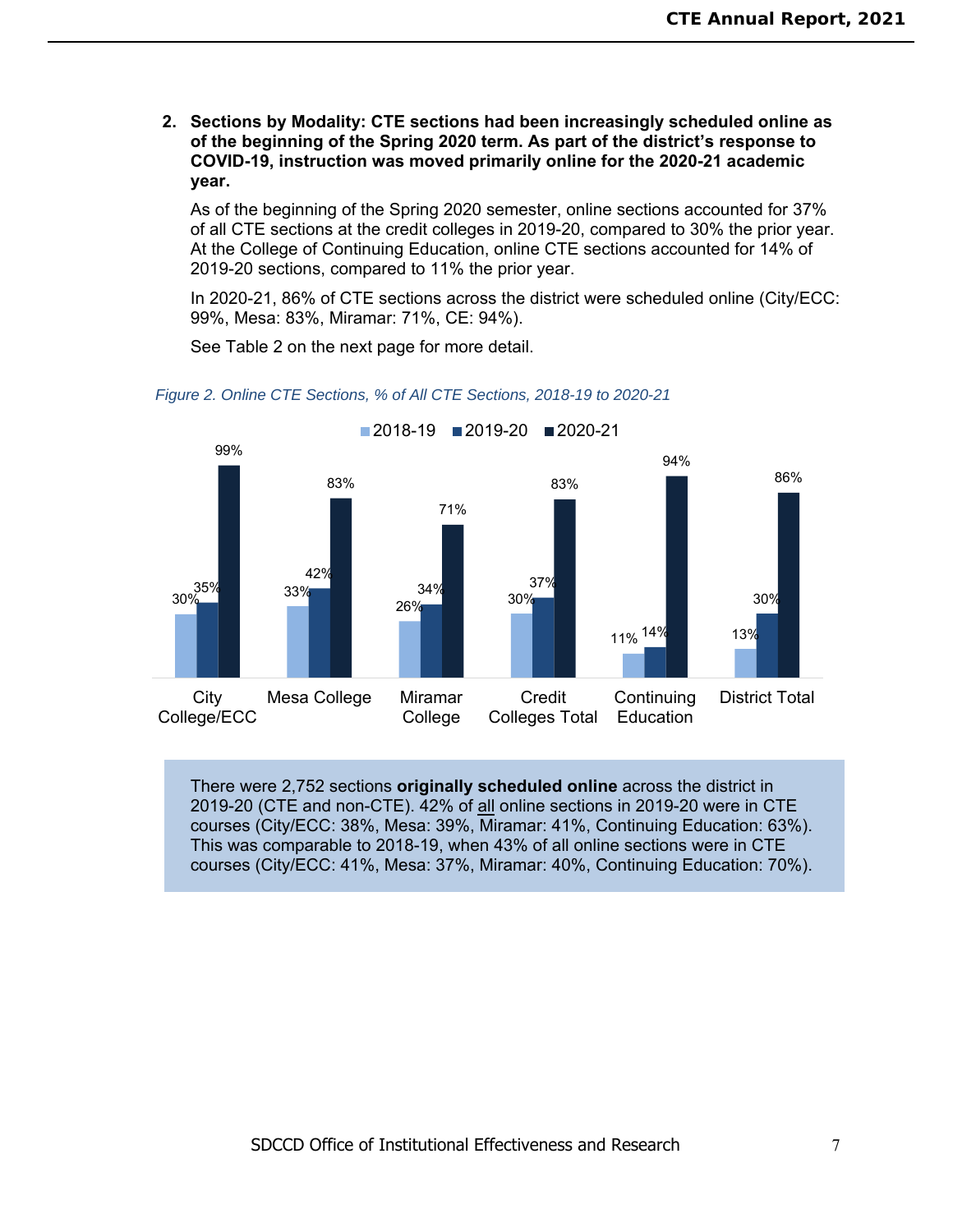2. **Sections by Modality: CTE sections had been increasingly scheduled online as of the beginning of the Spring 2020 term. As part of the district's response to COVID-19, instruction was moved primarily online for the 2020-21 academic year.**

   As of the beginning of the Spring 2020 semester, online sections accounted for 37% of all CTE sections at the credit colleges in 2019-20, compared to 30% the prior year. At the College of Continuing Education, online CTE sections accounted for 14% of 2019-20 sections, compared to 11% the prior year.

   In 2020-21, 86% of CTE sections across the district were scheduled online (City/ECC: 99%, Mesa: 83%, Miramar: 71%, CE: 94%).

   See Table 2 on the next page for more detail.

*Figure 2. Online CTE Sections, % of All CTE Sections, 2018-19 to 2020-21*

| | 2018-19 | 2019-20 | 2020-21 |
|---|---|---|---|
| City College/ECC | 30% | 35% | 99% |
| Mesa College | 33% | 42% | 83% |
| Miramar College | 26% | 34% | 71% |
| Credit Colleges Total | 30% | 37% | 83% |
| Continuing Education | 11% | 14% | 94% |
| District Total | 13% | 30% | 86% |

There were 2,752 sections **originally scheduled online** across the district in 2019-20 (CTE and non-CTE). 42% of all online sections in 2019-20 were in CTE courses (City/ECC: 38%, Mesa: 39%, Miramar: 41%, Continuing Education: 63%). This was comparable to 2018-19, when 43% of all online sections were in CTE courses (City/ECC: 41%, Mesa: 37%, Miramar: 40%, Continuing Education: 70%).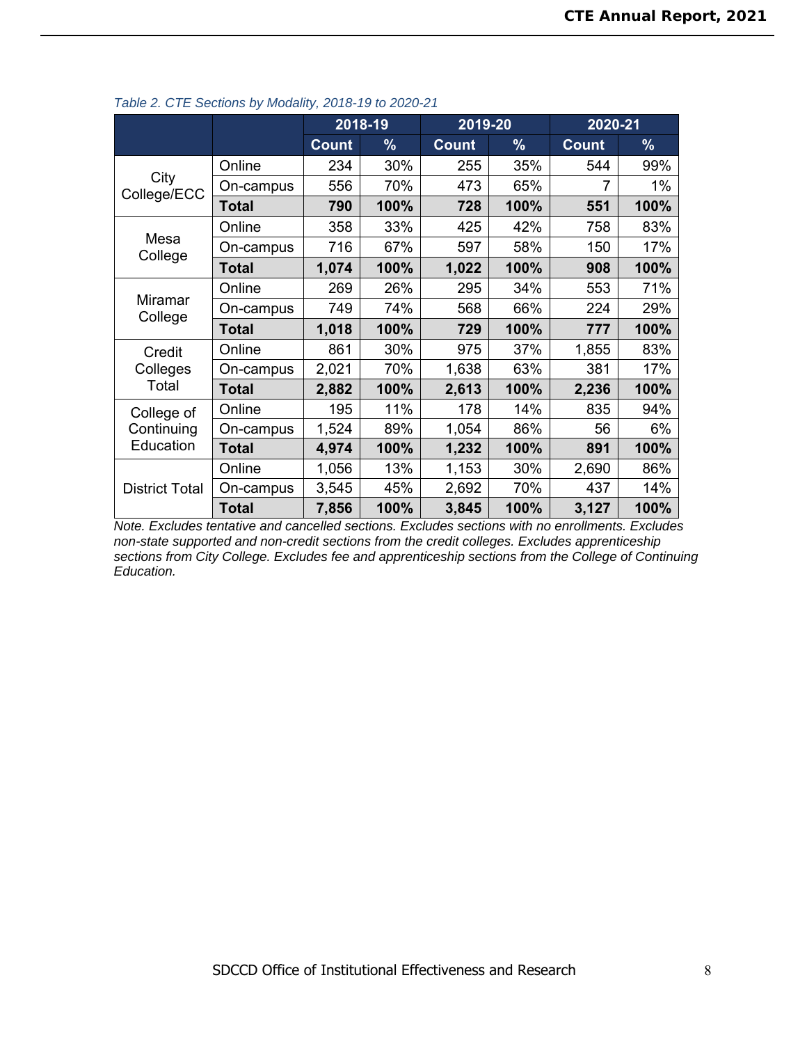*Table 2. CTE Sections by Modality, 2018-19 to 2020-21*

| | | 2018-19 | | 2019-20 | | 2020-21 | |
|---|---|---|---|---|---|---|---|
| | | Count | % | Count | % | Count | % |
| City College/ECC | Online | 234 | 30% | 255 | 35% | 544 | 99% |
| | On-campus | 556 | 70% | 473 | 65% | 7 | 1% |
| | **Total** | **790** | **100%** | **728** | **100%** | **551** | **100%** |
| Mesa College | Online | 358 | 33% | 425 | 42% | 758 | 83% |
| | On-campus | 716 | 67% | 597 | 58% | 150 | 17% |
| | **Total** | **1,074** | **100%** | **1,022** | **100%** | **908** | **100%** |
| Miramar College | Online | 269 | 26% | 295 | 34% | 553 | 71% |
| | On-campus | 749 | 74% | 568 | 66% | 224 | 29% |
| | **Total** | **1,018** | **100%** | **729** | **100%** | **777** | **100%** |
| Credit Colleges Total | Online | 861 | 30% | 975 | 37% | 1,855 | 83% |
| | On-campus | 2,021 | 70% | 1,638 | 63% | 381 | 17% |
| | **Total** | **2,882** | **100%** | **2,613** | **100%** | **2,236** | **100%** |
| College of Continuing Education | Online | 195 | 11% | 178 | 14% | 835 | 94% |
| | On-campus | 1,524 | 89% | 1,054 | 86% | 56 | 6% |
| | **Total** | **4,974** | **100%** | **1,232** | **100%** | **891** | **100%** |
| District Total | Online | 1,056 | 13% | 1,153 | 30% | 2,690 | 86% |
| | On-campus | 3,545 | 45% | 2,692 | 70% | 437 | 14% |
| | **Total** | **7,856** | **100%** | **3,845** | **100%** | **3,127** | **100%** |

*Note. Excludes tentative and cancelled sections. Excludes sections with no enrollments. Excludes non-state supported and non-credit sections from the credit colleges. Excludes apprenticeship sections from City College. Excludes fee and apprenticeship sections from the College of Continuing Education.*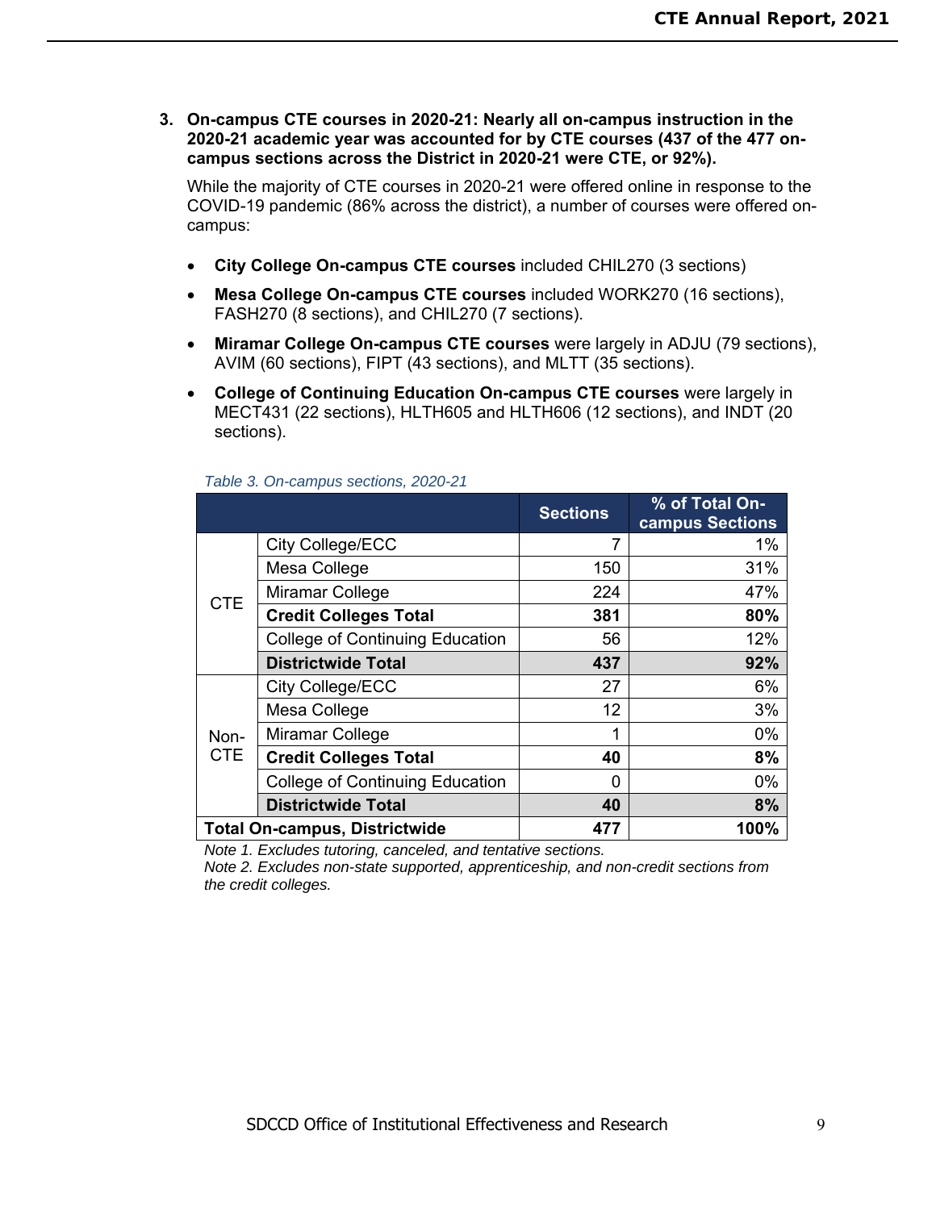3. **On-campus CTE courses in 2020-21: Nearly all on-campus instruction in the 2020-21 academic year was accounted for by CTE courses (437 of the 477 on-campus sections across the District in 2020-21 were CTE, or 92%).**

   While the majority of CTE courses in 2020-21 were offered online in response to the COVID-19 pandemic (86% across the district), a number of courses were offered on-campus:

   - **City College On-campus CTE courses** included CHIL270 (3 sections)
   - **Mesa College On-campus CTE courses** included WORK270 (16 sections), FASH270 (8 sections), and CHIL270 (7 sections).
   - **Miramar College On-campus CTE courses** were largely in ADJU (79 sections), AVIM (60 sections), FIPT (43 sections), and MLTT (35 sections).
   - **College of Continuing Education On-campus CTE courses** were largely in MECT431 (22 sections), HLTH605 and HLTH606 (12 sections), and INDT (20 sections).

*Table 3. On-campus sections, 2020-21*

| | | Sections | % of Total On-campus Sections |
|---|---|---|---|
| CTE | City College/ECC | 7 | 1% |
| | Mesa College | 150 | 31% |
| | Miramar College | 224 | 47% |
| | **Credit Colleges Total** | **381** | **80%** |
| | College of Continuing Education | 56 | 12% |
| | **Districtwide Total** | **437** | **92%** |
| Non-CTE | City College/ECC | 27 | 6% |
| | Mesa College | 12 | 3% |
| | Miramar College | 1 | 0% |
| | **Credit Colleges Total** | **40** | **8%** |
| | College of Continuing Education | 0 | 0% |
| | **Districtwide Total** | **40** | **8%** |
| **Total On-campus, Districtwide** | | **477** | **100%** |

*Note 1. Excludes tutoring, canceled, and tentative sections.*
*Note 2. Excludes non-state supported, apprenticeship, and non-credit sections from the credit colleges.*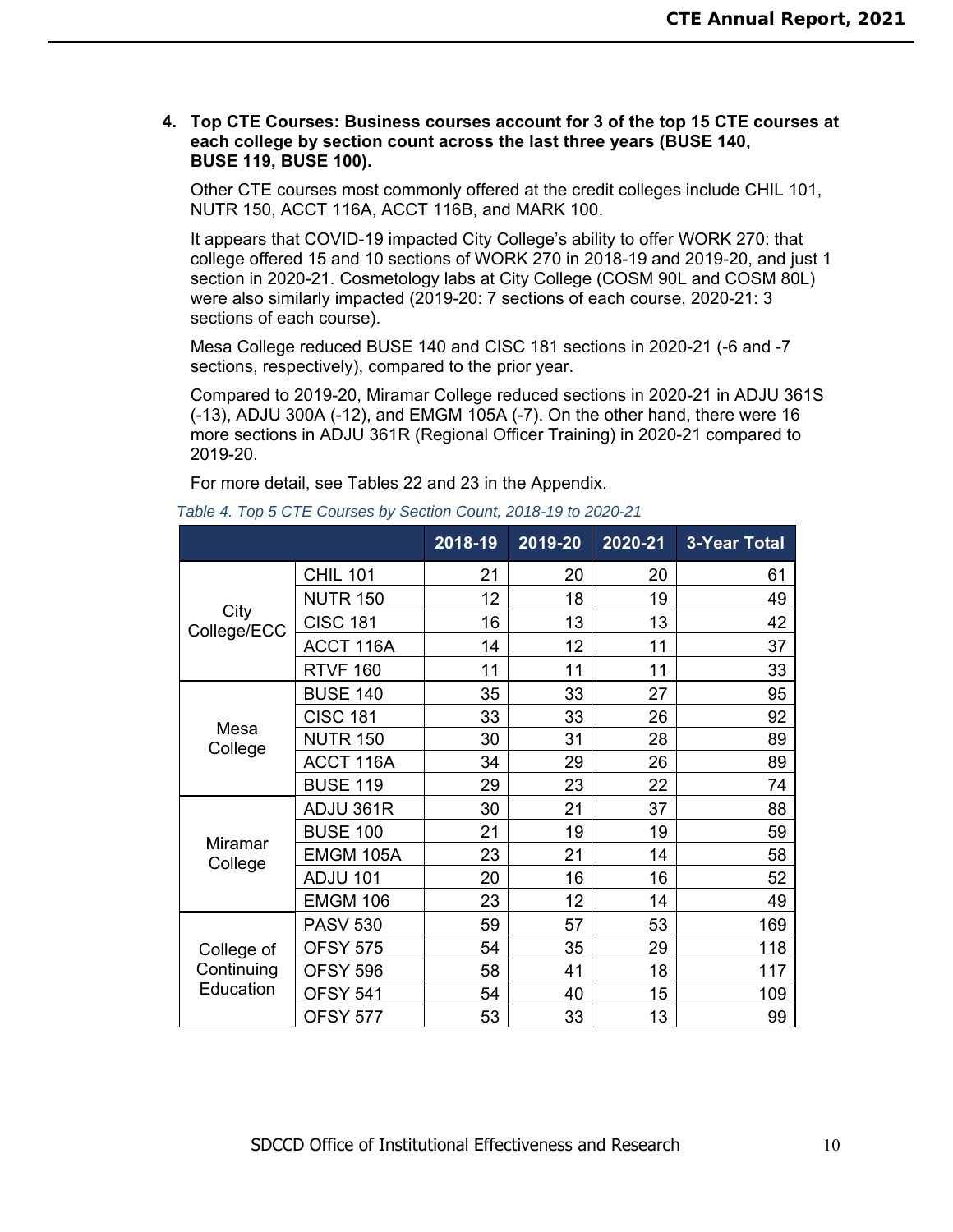4. **Top CTE Courses: Business courses account for 3 of the top 15 CTE courses at each college by section count across the last three years (BUSE 140, BUSE 119, BUSE 100).**

   Other CTE courses most commonly offered at the credit colleges include CHIL 101, NUTR 150, ACCT 116A, ACCT 116B, and MARK 100.

   It appears that COVID-19 impacted City College's ability to offer WORK 270: that college offered 15 and 10 sections of WORK 270 in 2018-19 and 2019-20, and just 1 section in 2020-21. Cosmetology labs at City College (COSM 90L and COSM 80L) were also similarly impacted (2019-20: 7 sections of each course, 2020-21: 3 sections of each course).

   Mesa College reduced BUSE 140 and CISC 181 sections in 2020-21 (-6 and -7 sections, respectively), compared to the prior year.

   Compared to 2019-20, Miramar College reduced sections in 2020-21 in ADJU 361S (-13), ADJU 300A (-12), and EMGM 105A (-7). On the other hand, there were 16 more sections in ADJU 361R (Regional Officer Training) in 2020-21 compared to 2019-20.

   For more detail, see Tables 22 and 23 in the Appendix.

*Table 4. Top 5 CTE Courses by Section Count, 2018-19 to 2020-21*

| | | 2018-19 | 2019-20 | 2020-21 | 3-Year Total |
|---|---|---|---|---|---|
| City College/ECC | CHIL 101 | 21 | 20 | 20 | 61 |
| | NUTR 150 | 12 | 18 | 19 | 49 |
| | CISC 181 | 16 | 13 | 13 | 42 |
| | ACCT 116A | 14 | 12 | 11 | 37 |
| | RTVF 160 | 11 | 11 | 11 | 33 |
| Mesa College | BUSE 140 | 35 | 33 | 27 | 95 |
| | CISC 181 | 33 | 33 | 26 | 92 |
| | NUTR 150 | 30 | 31 | 28 | 89 |
| | ACCT 116A | 34 | 29 | 26 | 89 |
| | BUSE 119 | 29 | 23 | 22 | 74 |
| Miramar College | ADJU 361R | 30 | 21 | 37 | 88 |
| | BUSE 100 | 21 | 19 | 19 | 59 |
| | EMGM 105A | 23 | 21 | 14 | 58 |
| | ADJU 101 | 20 | 16 | 16 | 52 |
| | EMGM 106 | 23 | 12 | 14 | 49 |
| College of Continuing Education | PASV 530 | 59 | 57 | 53 | 169 |
| | OFSY 575 | 54 | 35 | 29 | 118 |
| | OFSY 596 | 58 | 41 | 18 | 117 |
| | OFSY 541 | 54 | 40 | 15 | 109 |
| | OFSY 577 | 53 | 33 | 13 | 99 |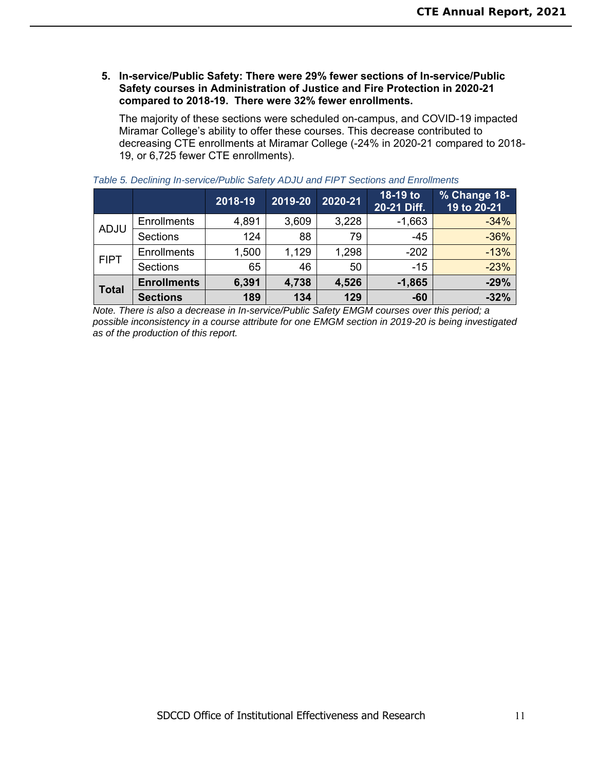5. **In-service/Public Safety: There were 29% fewer sections of In-service/Public Safety courses in Administration of Justice and Fire Protection in 2020-21 compared to 2018-19. There were 32% fewer enrollments.**

   The majority of these sections were scheduled on-campus, and COVID-19 impacted Miramar College's ability to offer these courses. This decrease contributed to decreasing CTE enrollments at Miramar College (-24% in 2020-21 compared to 2018-19, or 6,725 fewer CTE enrollments).

*Table 5. Declining In-service/Public Safety ADJU and FIPT Sections and Enrollments*

| | | 2018-19 | 2019-20 | 2020-21 | 18-19 to 20-21 Diff. | % Change 18-19 to 20-21 |
|---|---|---|---|---|---|---|
| ADJU | Enrollments | 4,891 | 3,609 | 3,228 | -1,663 | -34% |
| | Sections | 124 | 88 | 79 | -45 | -36% |
| FIPT | Enrollments | 1,500 | 1,129 | 1,298 | -202 | -13% |
| | Sections | 65 | 46 | 50 | -15 | -23% |
| **Total** | **Enrollments** | **6,391** | **4,738** | **4,526** | **-1,865** | **-29%** |
| | **Sections** | **189** | **134** | **129** | **-60** | **-32%** |

*Note. There is also a decrease in In-service/Public Safety EMGM courses over this period; a possible inconsistency in a course attribute for one EMGM section in 2019-20 is being investigated as of the production of this report.*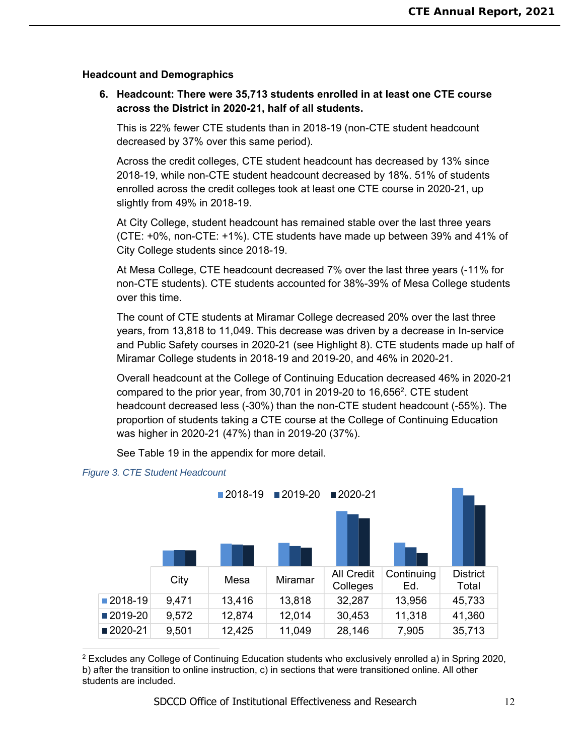## Headcount and Demographics

6. **Headcount: There were 35,713 students enrolled in at least one CTE course across the District in 2020-21, half of all students.**

   This is 22% fewer CTE students than in 2018-19 (non-CTE student headcount decreased by 37% over this same period).

   Across the credit colleges, CTE student headcount has decreased by 13% since 2018-19, while non-CTE student headcount decreased by 18%. 51% of students enrolled across the credit colleges took at least one CTE course in 2020-21, up slightly from 49% in 2018-19.

   At City College, student headcount has remained stable over the last three years (CTE: +0%, non-CTE: +1%). CTE students have made up between 39% and 41% of City College students since 2018-19.

   At Mesa College, CTE headcount decreased 7% over the last three years (-11% for non-CTE students). CTE students accounted for 38%-39% of Mesa College students over this time.

   The count of CTE students at Miramar College decreased 20% over the last three years, from 13,818 to 11,049. This decrease was driven by a decrease in In-service and Public Safety courses in 2020-21 (see Highlight 8). CTE students made up half of Miramar College students in 2018-19 and 2019-20, and 46% in 2020-21.

   Overall headcount at the College of Continuing Education decreased 46% in 2020-21 compared to the prior year, from 30,701 in 2019-20 to 16,656[2]. CTE student headcount decreased less (-30%) than the non-CTE student headcount (-55%). The proportion of students taking a CTE course at the College of Continuing Education was higher in 2020-21 (47%) than in 2019-20 (37%).

   See Table 19 in the appendix for more detail.

*Figure 3. CTE Student Headcount*

| | City | Mesa | Miramar | All Credit Colleges | Continuing Ed. | District Total |
|---|---|---|---|---|---|---|
| 2018-19 | 9,471 | 13,416 | 13,818 | 32,287 | 13,956 | 45,733 |
| 2019-20 | 9,572 | 12,874 | 12,014 | 30,453 | 11,318 | 41,360 |
| 2020-21 | 9,501 | 12,425 | 11,049 | 28,146 | 7,905 | 35,713 |

[2] Excludes any College of Continuing Education students who exclusively enrolled a) in Spring 2020, b) after the transition to online instruction, c) in sections that were transitioned online. All other students are included.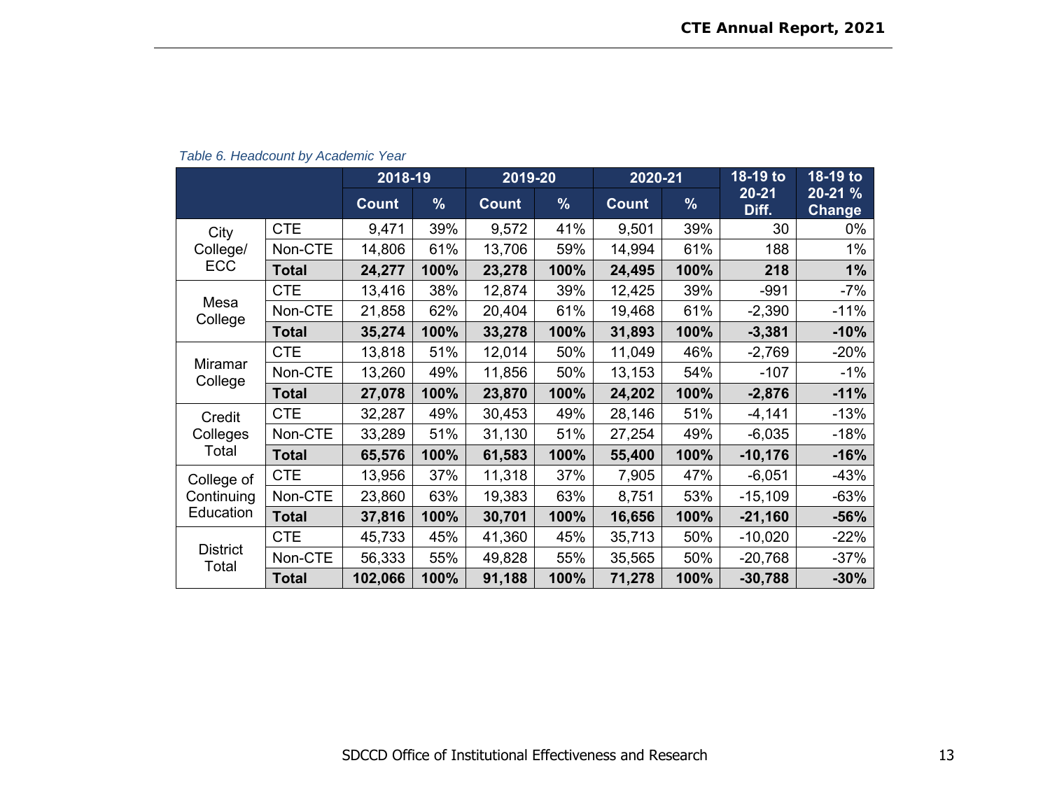*Table 6. Headcount by Academic Year*

| | | 2018-19 | | 2019-20 | | 2020-21 | | 18-19 to 20-21 Diff. | 18-19 to 20-21 % Change |
|---|---|---|---|---|---|---|---|---|---|
| | | Count | % | Count | % | Count | % | | |
| City College/ ECC | CTE | 9,471 | 39% | 9,572 | 41% | 9,501 | 39% | 30 | 0% |
| | Non-CTE | 14,806 | 61% | 13,706 | 59% | 14,994 | 61% | 188 | 1% |
| | **Total** | **24,277** | **100%** | **23,278** | **100%** | **24,495** | **100%** | **218** | **1%** |
| Mesa College | CTE | 13,416 | 38% | 12,874 | 39% | 12,425 | 39% | -991 | -7% |
| | Non-CTE | 21,858 | 62% | 20,404 | 61% | 19,468 | 61% | -2,390 | -11% |
| | **Total** | **35,274** | **100%** | **33,278** | **100%** | **31,893** | **100%** | **-3,381** | **-10%** |
| Miramar College | CTE | 13,818 | 51% | 12,014 | 50% | 11,049 | 46% | -2,769 | -20% |
| | Non-CTE | 13,260 | 49% | 11,856 | 50% | 13,153 | 54% | -107 | -1% |
| | **Total** | **27,078** | **100%** | **23,870** | **100%** | **24,202** | **100%** | **-2,876** | **-11%** |
| Credit Colleges Total | CTE | 32,287 | 49% | 30,453 | 49% | 28,146 | 51% | -4,141 | -13% |
| | Non-CTE | 33,289 | 51% | 31,130 | 51% | 27,254 | 49% | -6,035 | -18% |
| | **Total** | **65,576** | **100%** | **61,583** | **100%** | **55,400** | **100%** | **-10,176** | **-16%** |
| College of Continuing Education | CTE | 13,956 | 37% | 11,318 | 37% | 7,905 | 47% | -6,051 | -43% |
| | Non-CTE | 23,860 | 63% | 19,383 | 63% | 8,751 | 53% | -15,109 | -63% |
| | **Total** | **37,816** | **100%** | **30,701** | **100%** | **16,656** | **100%** | **-21,160** | **-56%** |
| District Total | CTE | 45,733 | 45% | 41,360 | 45% | 35,713 | 50% | -10,020 | -22% |
| | Non-CTE | 56,333 | 55% | 49,828 | 55% | 35,565 | 50% | -20,768 | -37% |
| | **Total** | **102,066** | **100%** | **91,188** | **100%** | **71,278** | **100%** | **-30,788** | **-30%** |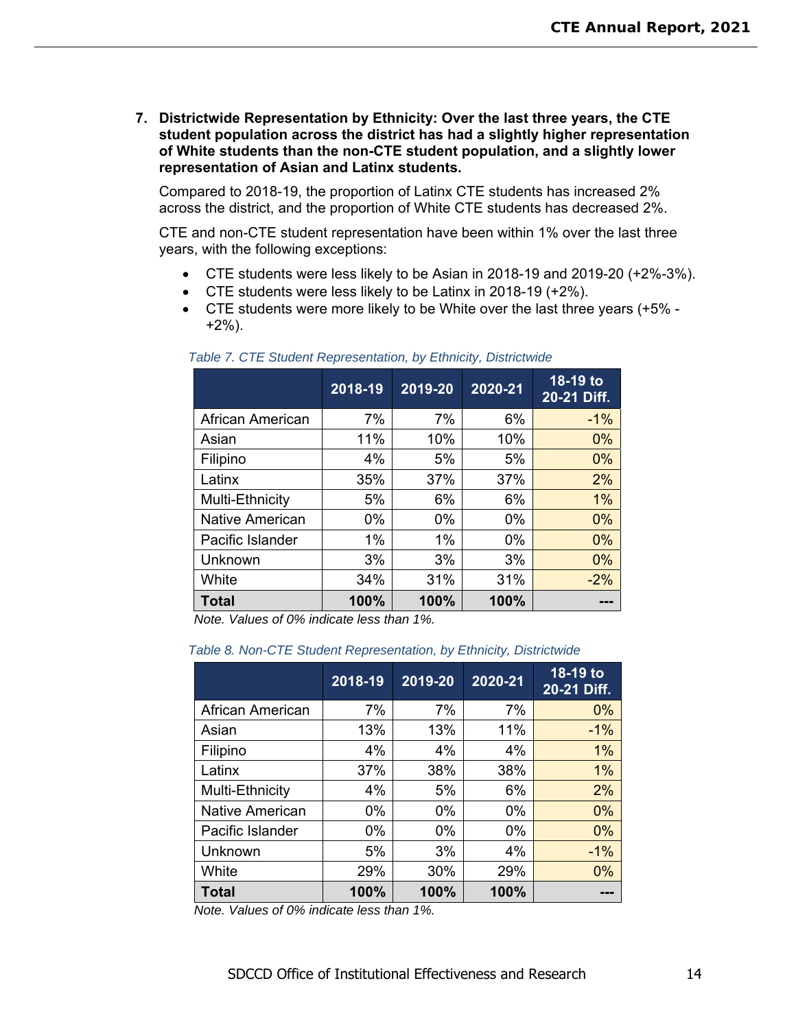7. **Districtwide Representation by Ethnicity: Over the last three years, the CTE student population across the district has had a slightly higher representation of White students than the non-CTE student population, and a slightly lower representation of Asian and Latinx students.**

   Compared to 2018-19, the proportion of Latinx CTE students has increased 2% across the district, and the proportion of White CTE students has decreased 2%.

   CTE and non-CTE student representation have been within 1% over the last three years, with the following exceptions:

   - CTE students were less likely to be Asian in 2018-19 and 2019-20 (+2%-3%).
   - CTE students were less likely to be Latinx in 2018-19 (+2%).
   - CTE students were more likely to be White over the last three years (+5% - +2%).

*Table 7. CTE Student Representation, by Ethnicity, Districtwide*

| | 2018-19 | 2019-20 | 2020-21 | 18-19 to 20-21 Diff. |
|---|---|---|---|---|
| African American | 7% | 7% | 6% | -1% |
| Asian | 11% | 10% | 10% | 0% |
| Filipino | 4% | 5% | 5% | 0% |
| Latinx | 35% | 37% | 37% | 2% |
| Multi-Ethnicity | 5% | 6% | 6% | 1% |
| Native American | 0% | 0% | 0% | 0% |
| Pacific Islander | 1% | 1% | 0% | 0% |
| Unknown | 3% | 3% | 3% | 0% |
| White | 34% | 31% | 31% | -2% |
| **Total** | **100%** | **100%** | **100%** | **---** |

*Note. Values of 0% indicate less than 1%.*

*Table 8. Non-CTE Student Representation, by Ethnicity, Districtwide*

| | 2018-19 | 2019-20 | 2020-21 | 18-19 to 20-21 Diff. |
|---|---|---|---|---|
| African American | 7% | 7% | 7% | 0% |
| Asian | 13% | 13% | 11% | -1% |
| Filipino | 4% | 4% | 4% | 1% |
| Latinx | 37% | 38% | 38% | 1% |
| Multi-Ethnicity | 4% | 5% | 6% | 2% |
| Native American | 0% | 0% | 0% | 0% |
| Pacific Islander | 0% | 0% | 0% | 0% |
| Unknown | 5% | 3% | 4% | -1% |
| White | 29% | 30% | 29% | 0% |
| **Total** | **100%** | **100%** | **100%** | **---** |

*Note. Values of 0% indicate less than 1%.*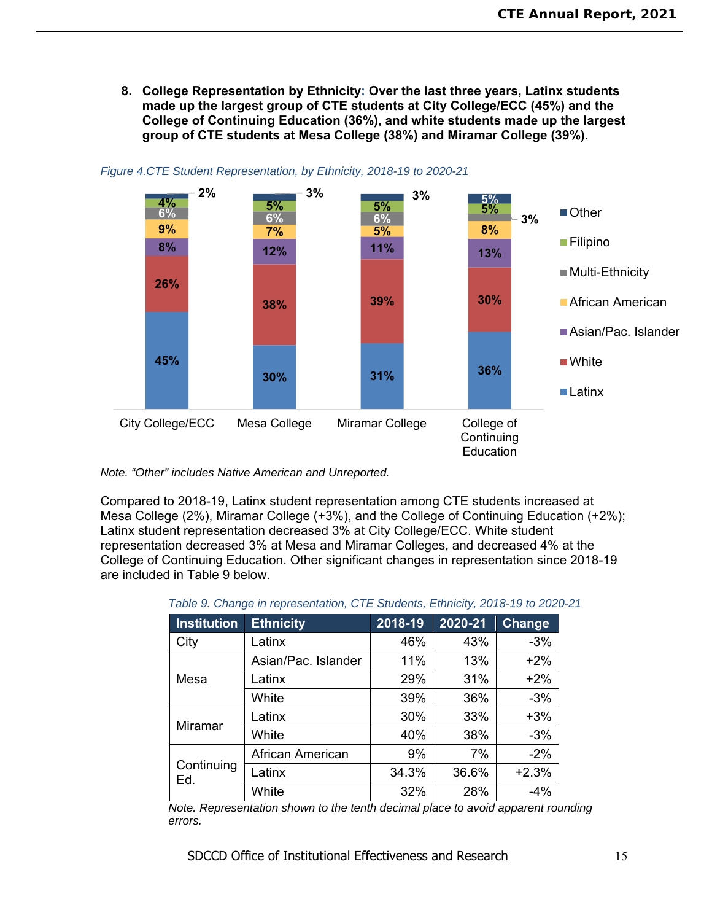8. **College Representation by Ethnicity: Over the last three years, Latinx students made up the largest group of CTE students at City College/ECC (45%) and the College of Continuing Education (36%), and white students made up the largest group of CTE students at Mesa College (38%) and Miramar College (39%).**

*Figure 4.CTE Student Representation, by Ethnicity, 2018-19 to 2020-21*

| | City College/ECC | Mesa College | Miramar College | College of Continuing Education |
|---|---|---|---|---|
| Other | 2% | 3% | 3% | 5% |
| Filipino | 4% | 5% | 5% | 5% |
| Multi-Ethnicity | 6% | 6% | 6% | 3% |
| African American | 9% | 7% | 5% | 8% |
| Asian/Pac. Islander | 8% | 12% | 11% | 13% |
| White | 26% | 38% | 39% | 30% |
| Latinx | 45% | 30% | 31% | 36% |

*Note. "Other" includes Native American and Unreported.*

Compared to 2018-19, Latinx student representation among CTE students increased at Mesa College (2%), Miramar College (+3%), and the College of Continuing Education (+2%); Latinx student representation decreased 3% at City College/ECC. White student representation decreased 3% at Mesa and Miramar Colleges, and decreased 4% at the College of Continuing Education. Other significant changes in representation since 2018-19 are included in Table 9 below.

*Table 9. Change in representation, CTE Students, Ethnicity, 2018-19 to 2020-21*

| Institution | Ethnicity | 2018-19 | 2020-21 | Change |
|---|---|---|---|---|
| City | Latinx | 46% | 43% | -3% |
| Mesa | Asian/Pac. Islander | 11% | 13% | +2% |
| | Latinx | 29% | 31% | +2% |
| | White | 39% | 36% | -3% |
| Miramar | Latinx | 30% | 33% | +3% |
| | White | 40% | 38% | -3% |
| Continuing Ed. | African American | 9% | 7% | -2% |
| | Latinx | 34.3% | 36.6% | +2.3% |
| | White | 32% | 28% | -4% |

*Note. Representation shown to the tenth decimal place to avoid apparent rounding errors.*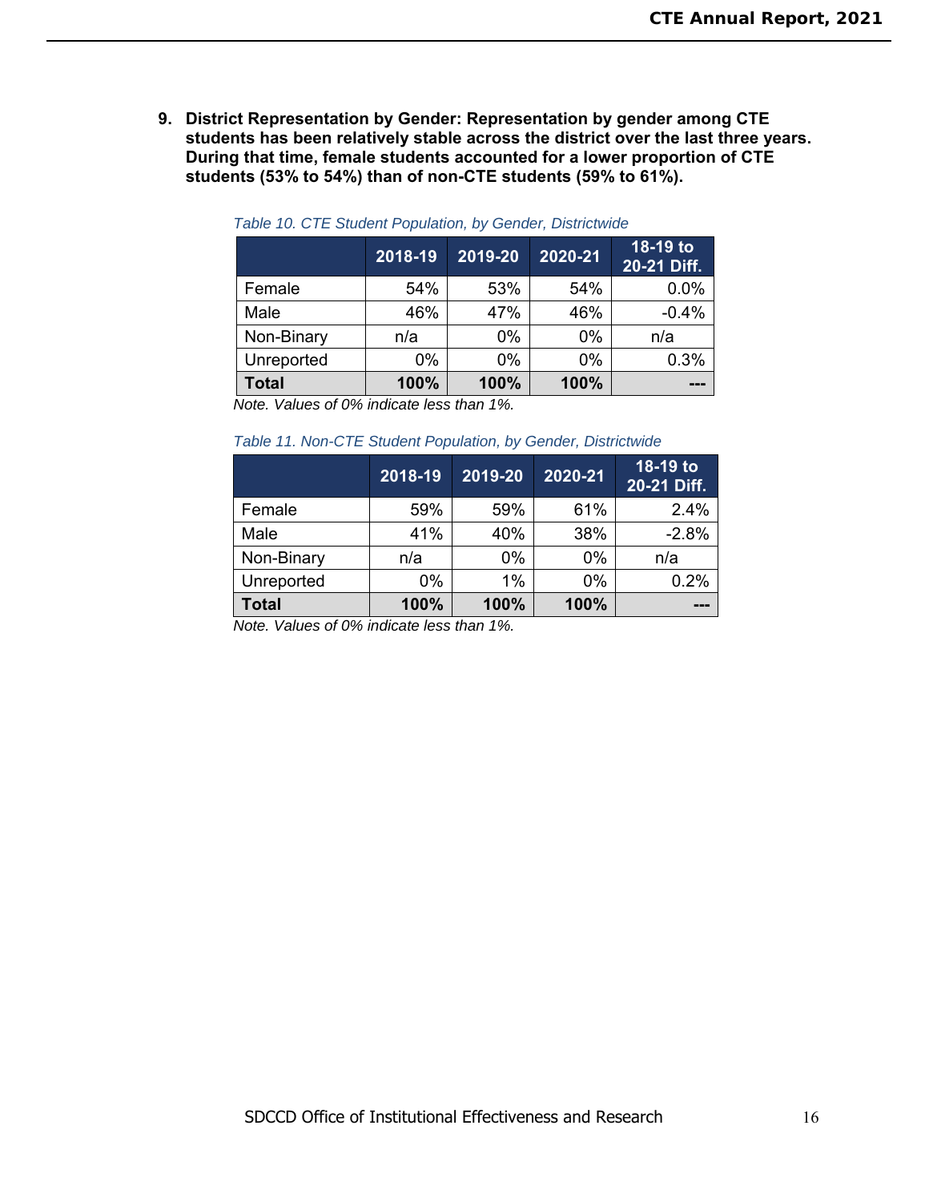**9. District Representation by Gender: Representation by gender among CTE students has been relatively stable across the district over the last three years. During that time, female students accounted for a lower proportion of CTE students (53% to 54%) than of non-CTE students (59% to 61%).**

*Table 10. CTE Student Population, by Gender, Districtwide*

| | 2018-19 | 2019-20 | 2020-21 | 18-19 to 20-21 Diff. |
|---|---|---|---|---|
| Female | 54% | 53% | 54% | 0.0% |
| Male | 46% | 47% | 46% | -0.4% |
| Non-Binary | n/a | 0% | 0% | n/a |
| Unreported | 0% | 0% | 0% | 0.3% |
| **Total** | **100%** | **100%** | **100%** | **---** |

*Note. Values of 0% indicate less than 1%.*

*Table 11. Non-CTE Student Population, by Gender, Districtwide*

| | 2018-19 | 2019-20 | 2020-21 | 18-19 to 20-21 Diff. |
|---|---|---|---|---|
| Female | 59% | 59% | 61% | 2.4% |
| Male | 41% | 40% | 38% | -2.8% |
| Non-Binary | n/a | 0% | 0% | n/a |
| Unreported | 0% | 1% | 0% | 0.2% |
| **Total** | **100%** | **100%** | **100%** | **---** |

*Note. Values of 0% indicate less than 1%.*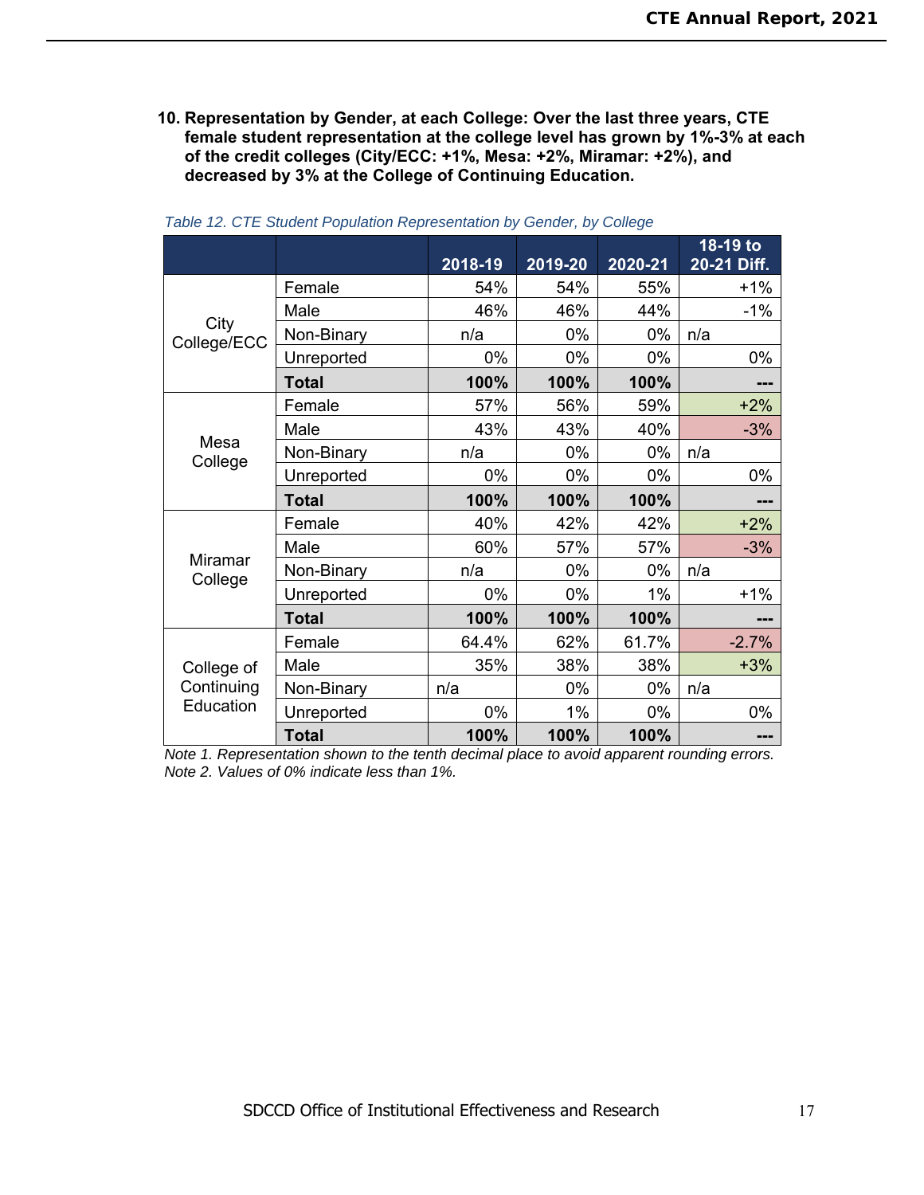**10. Representation by Gender, at each College: Over the last three years, CTE female student representation at the college level has grown by 1%-3% at each of the credit colleges (City/ECC: +1%, Mesa: +2%, Miramar: +2%), and decreased by 3% at the College of Continuing Education.**

*Table 12. CTE Student Population Representation by Gender, by College*

| | | 2018-19 | 2019-20 | 2020-21 | 18-19 to 20-21 Diff. |
|---|---|---|---|---|---|
| City College/ECC | Female | 54% | 54% | 55% | +1% |
| | Male | 46% | 46% | 44% | -1% |
| | Non-Binary | n/a | 0% | 0% | n/a |
| | Unreported | 0% | 0% | 0% | 0% |
| | **Total** | **100%** | **100%** | **100%** | **---** |
| Mesa College | Female | 57% | 56% | 59% | +2% |
| | Male | 43% | 43% | 40% | -3% |
| | Non-Binary | n/a | 0% | 0% | n/a |
| | Unreported | 0% | 0% | 0% | 0% |
| | **Total** | **100%** | **100%** | **100%** | **---** |
| Miramar College | Female | 40% | 42% | 42% | +2% |
| | Male | 60% | 57% | 57% | -3% |
| | Non-Binary | n/a | 0% | 0% | n/a |
| | Unreported | 0% | 0% | 1% | +1% |
| | **Total** | **100%** | **100%** | **100%** | **---** |
| College of Continuing Education | Female | 64.4% | 62% | 61.7% | -2.7% |
| | Male | 35% | 38% | 38% | +3% |
| | Non-Binary | n/a | 0% | 0% | n/a |
| | Unreported | 0% | 1% | 0% | 0% |
| | **Total** | **100%** | **100%** | **100%** | **---** |

*Note 1. Representation shown to the tenth decimal place to avoid apparent rounding errors.*
*Note 2. Values of 0% indicate less than 1%.*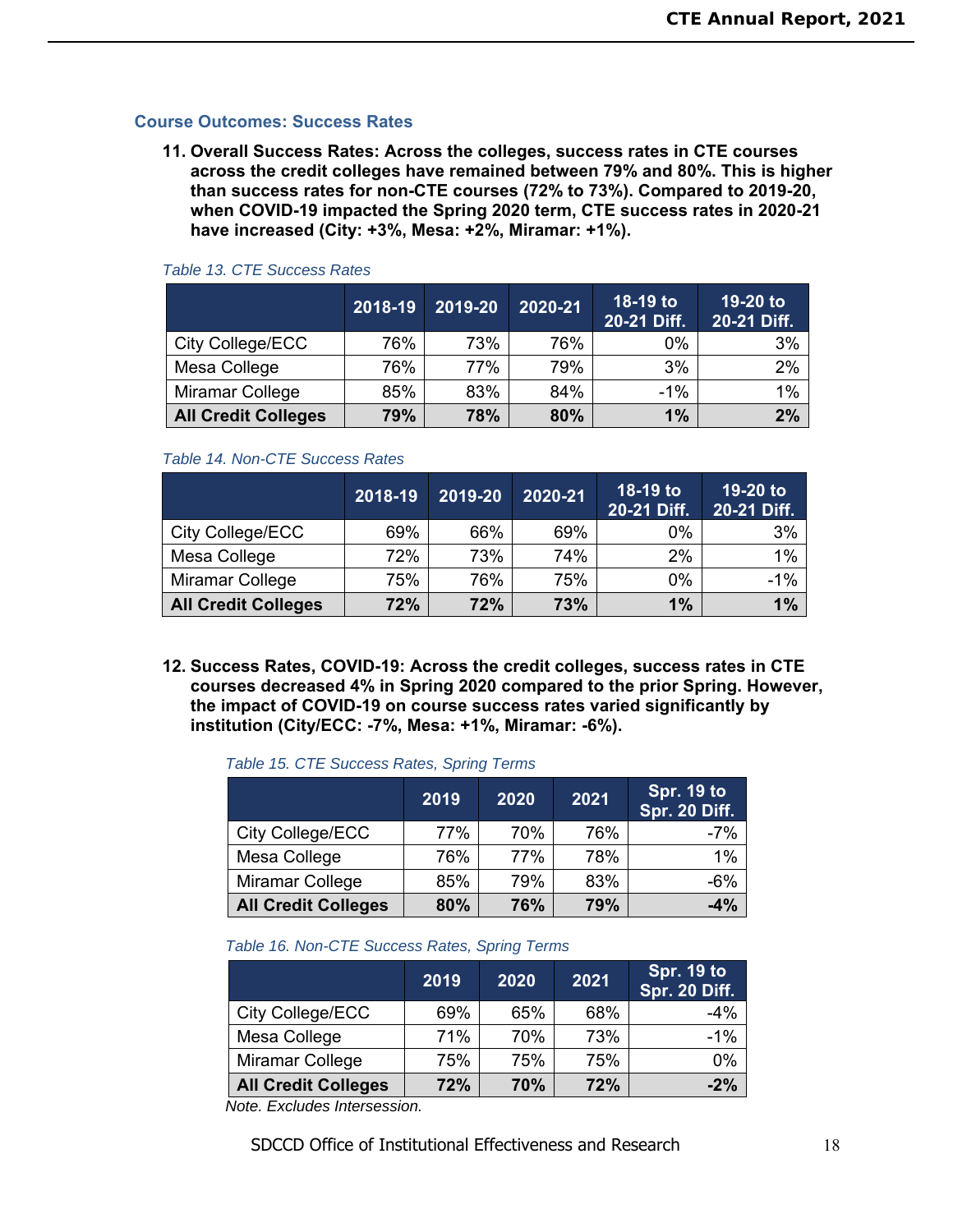### Course Outcomes: Success Rates

**11. Overall Success Rates: Across the colleges, success rates in CTE courses across the credit colleges have remained between 79% and 80%. This is higher than success rates for non-CTE courses (72% to 73%). Compared to 2019-20, when COVID-19 impacted the Spring 2020 term, CTE success rates in 2020-21 have increased (City: +3%, Mesa: +2%, Miramar: +1%).**

*Table 13. CTE Success Rates*

| | 2018-19 | 2019-20 | 2020-21 | 18-19 to 20-21 Diff. | 19-20 to 20-21 Diff. |
|---|---|---|---|---|---|
| City College/ECC | 76% | 73% | 76% | 0% | 3% |
| Mesa College | 76% | 77% | 79% | 3% | 2% |
| Miramar College | 85% | 83% | 84% | -1% | 1% |
| **All Credit Colleges** | **79%** | **78%** | **80%** | **1%** | **2%** |

*Table 14. Non-CTE Success Rates*

| | 2018-19 | 2019-20 | 2020-21 | 18-19 to 20-21 Diff. | 19-20 to 20-21 Diff. |
|---|---|---|---|---|---|
| City College/ECC | 69% | 66% | 69% | 0% | 3% |
| Mesa College | 72% | 73% | 74% | 2% | 1% |
| Miramar College | 75% | 76% | 75% | 0% | -1% |
| **All Credit Colleges** | **72%** | **72%** | **73%** | **1%** | **1%** |

**12. Success Rates, COVID-19: Across the credit colleges, success rates in CTE courses decreased 4% in Spring 2020 compared to the prior Spring. However, the impact of COVID-19 on course success rates varied significantly by institution (City/ECC: -7%, Mesa: +1%, Miramar: -6%).**

*Table 15. CTE Success Rates, Spring Terms*

| | 2019 | 2020 | 2021 | Spr. 19 to Spr. 20 Diff. |
|---|---|---|---|---|
| City College/ECC | 77% | 70% | 76% | -7% |
| Mesa College | 76% | 77% | 78% | 1% |
| Miramar College | 85% | 79% | 83% | -6% |
| **All Credit Colleges** | **80%** | **76%** | **79%** | **-4%** |

*Table 16. Non-CTE Success Rates, Spring Terms*

| | 2019 | 2020 | 2021 | Spr. 19 to Spr. 20 Diff. |
|---|---|---|---|---|
| City College/ECC | 69% | 65% | 68% | -4% |
| Mesa College | 71% | 70% | 73% | -1% |
| Miramar College | 75% | 75% | 75% | 0% |
| **All Credit Colleges** | **72%** | **70%** | **72%** | **-2%** |

*Note. Excludes Intersession.*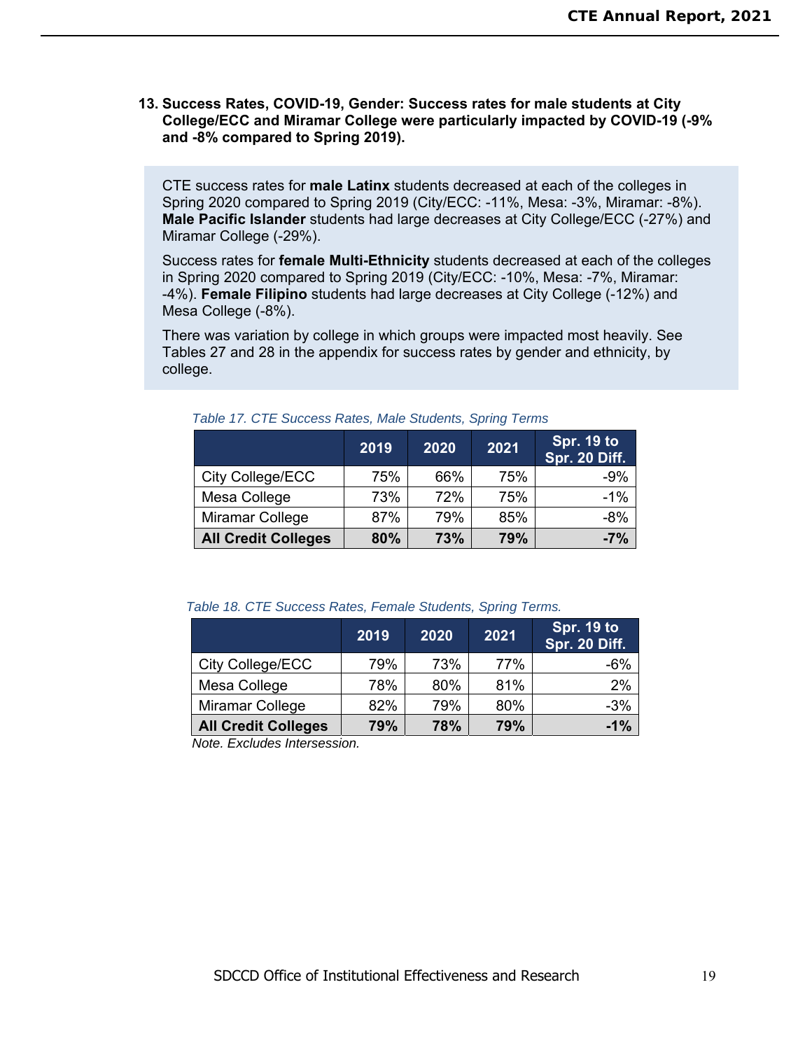**13. Success Rates, COVID-19, Gender: Success rates for male students at City College/ECC and Miramar College were particularly impacted by COVID-19 (-9% and -8% compared to Spring 2019).**

CTE success rates for **male Latinx** students decreased at each of the colleges in Spring 2020 compared to Spring 2019 (City/ECC: -11%, Mesa: -3%, Miramar: -8%). **Male Pacific Islander** students had large decreases at City College/ECC (-27%) and Miramar College (-29%).

Success rates for **female Multi-Ethnicity** students decreased at each of the colleges in Spring 2020 compared to Spring 2019 (City/ECC: -10%, Mesa: -7%, Miramar: -4%). **Female Filipino** students had large decreases at City College (-12%) and Mesa College (-8%).

There was variation by college in which groups were impacted most heavily. See Tables 27 and 28 in the appendix for success rates by gender and ethnicity, by college.

*Table 17. CTE Success Rates, Male Students, Spring Terms*

| | 2019 | 2020 | 2021 | Spr. 19 to Spr. 20 Diff. |
|---|---|---|---|---|
| City College/ECC | 75% | 66% | 75% | -9% |
| Mesa College | 73% | 72% | 75% | -1% |
| Miramar College | 87% | 79% | 85% | -8% |
| **All Credit Colleges** | **80%** | **73%** | **79%** | **-7%** |

*Table 18. CTE Success Rates, Female Students, Spring Terms.*

| | 2019 | 2020 | 2021 | Spr. 19 to Spr. 20 Diff. |
|---|---|---|---|---|
| City College/ECC | 79% | 73% | 77% | -6% |
| Mesa College | 78% | 80% | 81% | 2% |
| Miramar College | 82% | 79% | 80% | -3% |
| **All Credit Colleges** | **79%** | **78%** | **79%** | **-1%** |

*Note. Excludes Intersession.*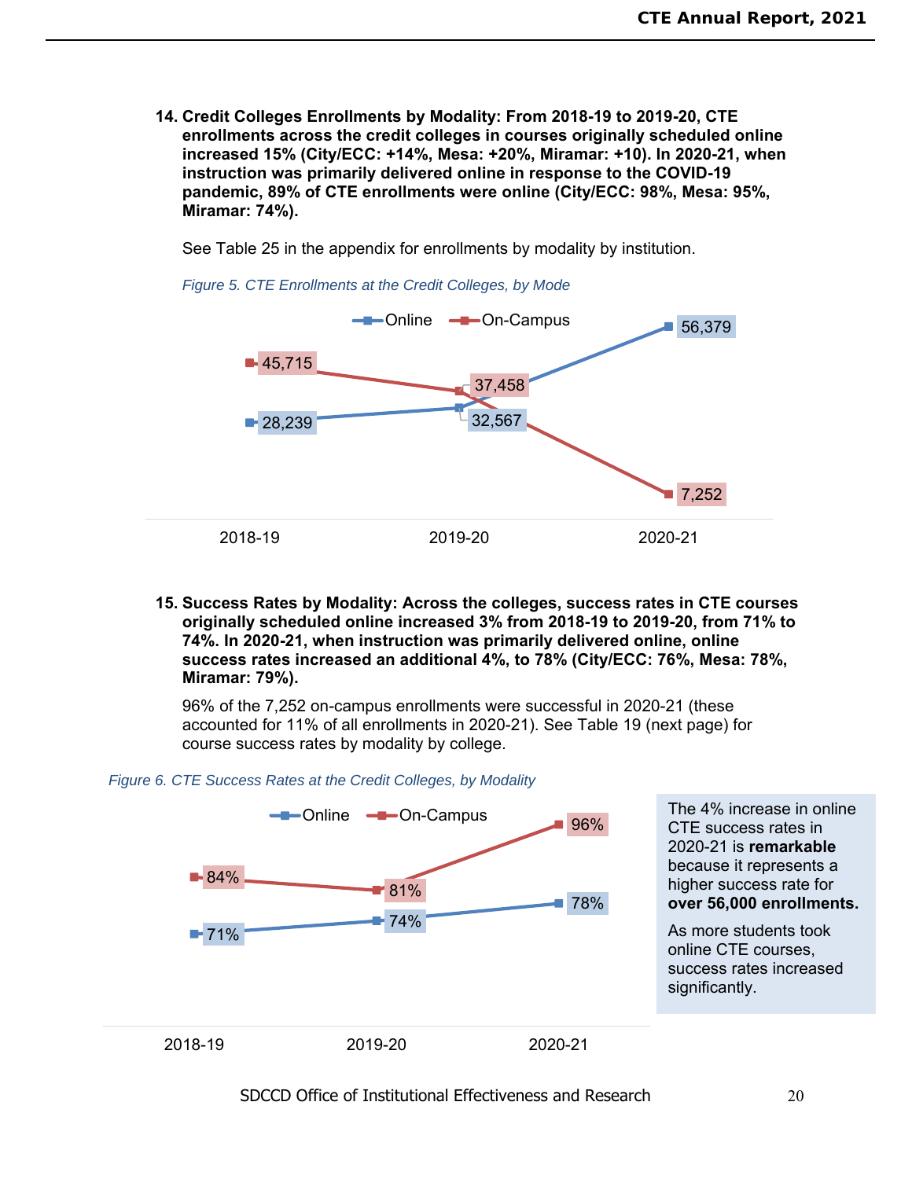**14. Credit Colleges Enrollments by Modality: From 2018-19 to 2019-20, CTE enrollments across the credit colleges in courses originally scheduled online increased 15% (City/ECC: +14%, Mesa: +20%, Miramar: +10). In 2020-21, when instruction was primarily delivered online in response to the COVID-19 pandemic, 89% of CTE enrollments were online (City/ECC: 98%, Mesa: 95%, Miramar: 74%).**

See Table 25 in the appendix for enrollments by modality by institution.

*Figure 5. CTE Enrollments at the Credit Colleges, by Mode*

| | 2018-19 | 2019-20 | 2020-21 |
|---|---|---|---|
| Online | 28,239 | 32,567 | 56,379 |
| On-Campus | 45,715 | 37,458 | 7,252 |

**15. Success Rates by Modality: Across the colleges, success rates in CTE courses originally scheduled online increased 3% from 2018-19 to 2019-20, from 71% to 74%. In 2020-21, when instruction was primarily delivered online, online success rates increased an additional 4%, to 78% (City/ECC: 76%, Mesa: 78%, Miramar: 79%).**

96% of the 7,252 on-campus enrollments were successful in 2020-21 (these accounted for 11% of all enrollments in 2020-21). See Table 19 (next page) for course success rates by modality by college.

*Figure 6. CTE Success Rates at the Credit Colleges, by Modality*

| | 2018-19 | 2019-20 | 2020-21 |
|---|---|---|---|
| Online | 71% | 74% | 78% |
| On-Campus | 84% | 81% | 96% |

The 4% increase in online CTE success rates in 2020-21 is **remarkable** because it represents a higher success rate for **over 56,000 enrollments.**

As more students took online CTE courses, success rates increased significantly.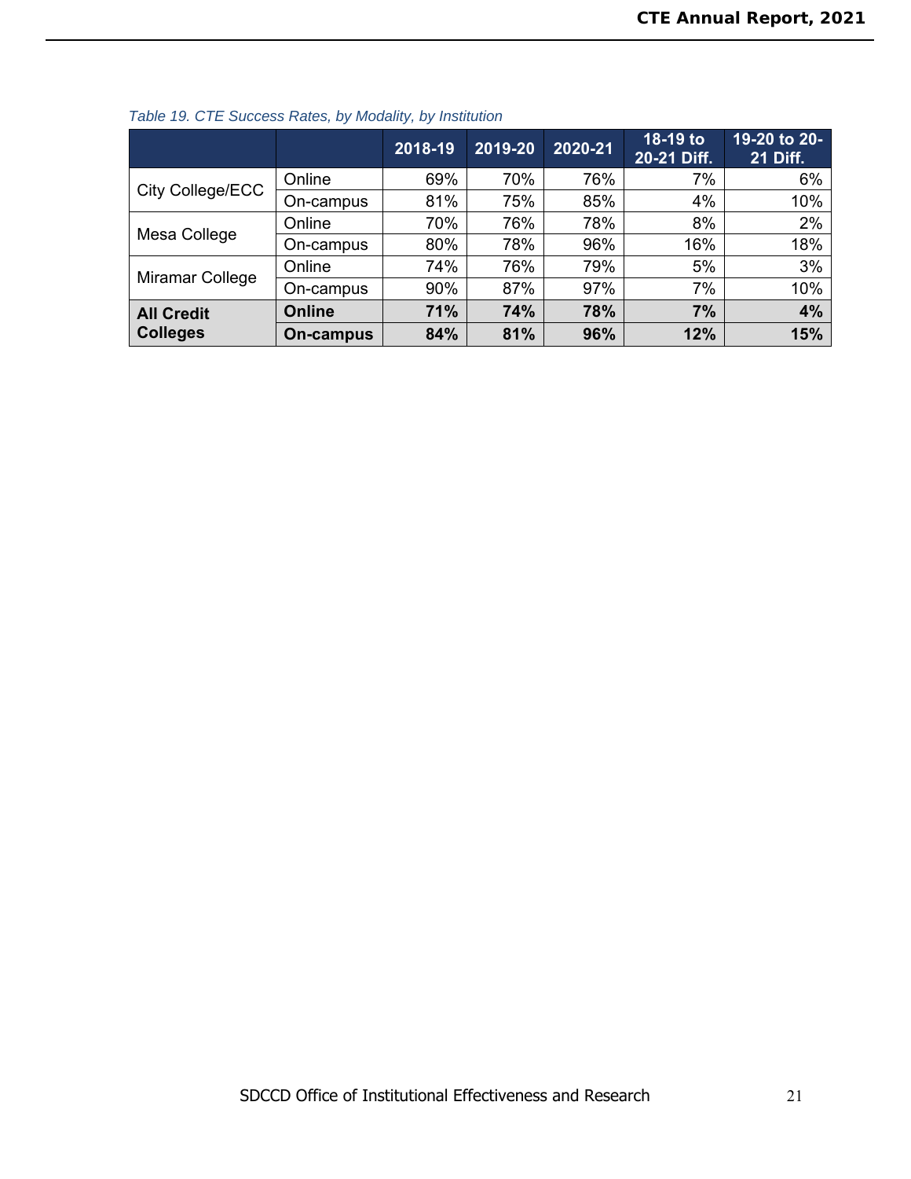*Table 19. CTE Success Rates, by Modality, by Institution*

| | | 2018-19 | 2019-20 | 2020-21 | 18-19 to 20-21 Diff. | 19-20 to 20-21 Diff. |
|---|---|---|---|---|---|---|
| City College/ECC | Online | 69% | 70% | 76% | 7% | 6% |
| | On-campus | 81% | 75% | 85% | 4% | 10% |
| Mesa College | Online | 70% | 76% | 78% | 8% | 2% |
| | On-campus | 80% | 78% | 96% | 16% | 18% |
| Miramar College | Online | 74% | 76% | 79% | 5% | 3% |
| | On-campus | 90% | 87% | 97% | 7% | 10% |
| **All Credit Colleges** | **Online** | **71%** | **74%** | **78%** | **7%** | **4%** |
| | **On-campus** | **84%** | **81%** | **96%** | **12%** | **15%** |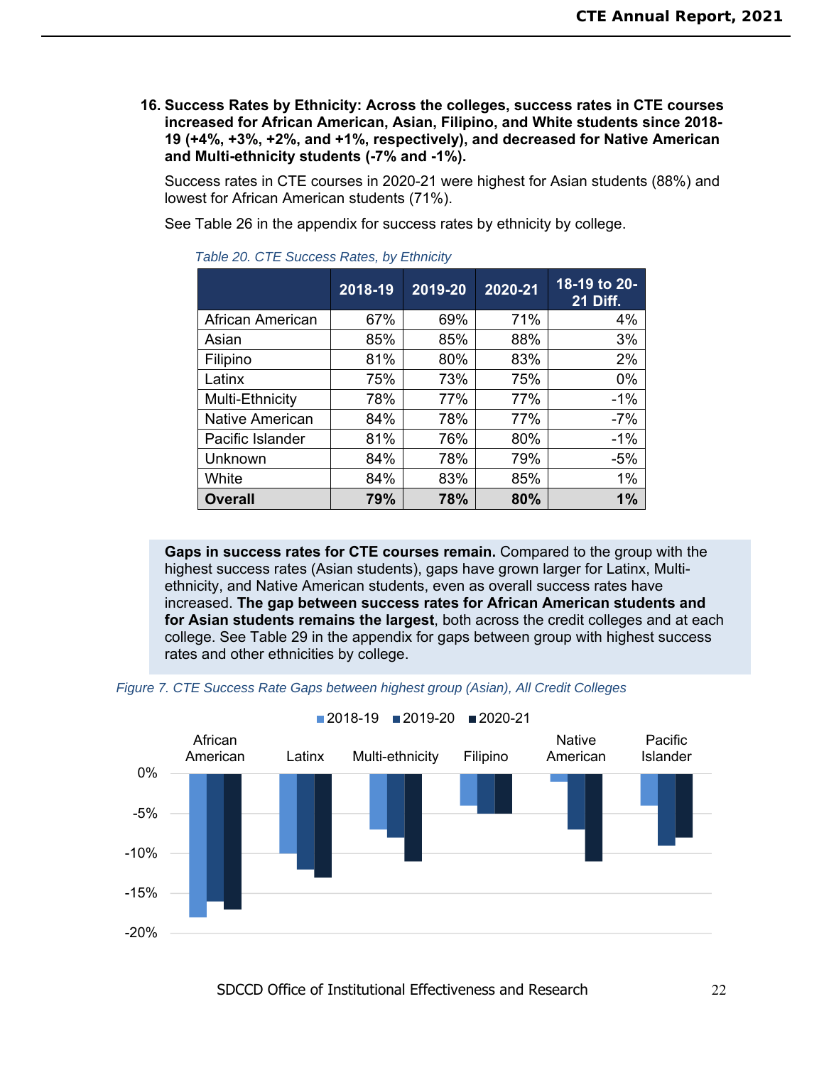**16. Success Rates by Ethnicity: Across the colleges, success rates in CTE courses increased for African American, Asian, Filipino, and White students since 2018-19 (+4%, +3%, +2%, and +1%, respectively), and decreased for Native American and Multi-ethnicity students (-7% and -1%).**

Success rates in CTE courses in 2020-21 were highest for Asian students (88%) and lowest for African American students (71%).

See Table 26 in the appendix for success rates by ethnicity by college.

*Table 20. CTE Success Rates, by Ethnicity*

| | 2018-19 | 2019-20 | 2020-21 | 18-19 to 20-21 Diff. |
|---|---|---|---|---|
| African American | 67% | 69% | 71% | 4% |
| Asian | 85% | 85% | 88% | 3% |
| Filipino | 81% | 80% | 83% | 2% |
| Latinx | 75% | 73% | 75% | 0% |
| Multi-Ethnicity | 78% | 77% | 77% | -1% |
| Native American | 84% | 78% | 77% | -7% |
| Pacific Islander | 81% | 76% | 80% | -1% |
| Unknown | 84% | 78% | 79% | -5% |
| White | 84% | 83% | 85% | 1% |
| **Overall** | **79%** | **78%** | **80%** | **1%** |

**Gaps in success rates for CTE courses remain.** Compared to the group with the highest success rates (Asian students), gaps have grown larger for Latinx, Multi-ethnicity, and Native American students, even as overall success rates have increased. **The gap between success rates for African American students and for Asian students remains the largest**, both across the credit colleges and at each college. See Table 29 in the appendix for gaps between group with highest success rates and other ethnicities by college.

*Figure 7. CTE Success Rate Gaps between highest group (Asian), All Credit Colleges*

| | 2018-19 | 2019-20 | 2020-21 |
|---|---|---|---|
| African American | -18% | -16% | -17% |
| Latinx | -10% | -12% | -13% |
| Multi-ethnicity | -7% | -8% | -11% |
| Filipino | -4% | -5% | -5% |
| Native American | -1% | -7% | -11% |
| Pacific Islander | -4% | -9% | -8% |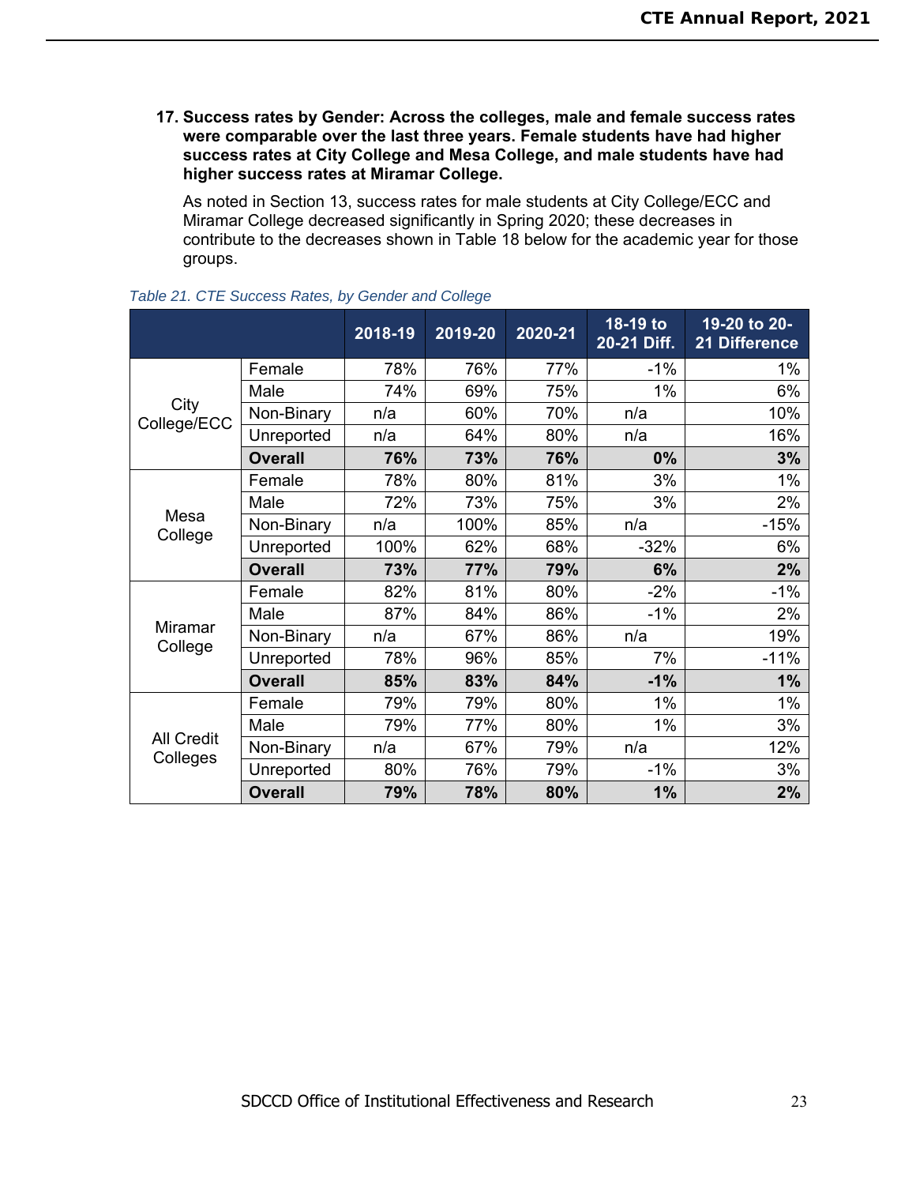**17. Success rates by Gender: Across the colleges, male and female success rates were comparable over the last three years. Female students have had higher success rates at City College and Mesa College, and male students have had higher success rates at Miramar College.**

As noted in Section 13, success rates for male students at City College/ECC and Miramar College decreased significantly in Spring 2020; these decreases in contribute to the decreases shown in Table 18 below for the academic year for those groups.

*Table 21. CTE Success Rates, by Gender and College*

| | | 2018-19 | 2019-20 | 2020-21 | 18-19 to 20-21 Diff. | 19-20 to 20-21 Difference |
|---|---|---|---|---|---|---|
| City College/ECC | Female | 78% | 76% | 77% | -1% | 1% |
| | Male | 74% | 69% | 75% | 1% | 6% |
| | Non-Binary | n/a | 60% | 70% | n/a | 10% |
| | Unreported | n/a | 64% | 80% | n/a | 16% |
| | **Overall** | **76%** | **73%** | **76%** | **0%** | **3%** |
| Mesa College | Female | 78% | 80% | 81% | 3% | 1% |
| | Male | 72% | 73% | 75% | 3% | 2% |
| | Non-Binary | n/a | 100% | 85% | n/a | -15% |
| | Unreported | 100% | 62% | 68% | -32% | 6% |
| | **Overall** | **73%** | **77%** | **79%** | **6%** | **2%** |
| Miramar College | Female | 82% | 81% | 80% | -2% | -1% |
| | Male | 87% | 84% | 86% | -1% | 2% |
| | Non-Binary | n/a | 67% | 86% | n/a | 19% |
| | Unreported | 78% | 96% | 85% | 7% | -11% |
| | **Overall** | **85%** | **83%** | **84%** | **-1%** | **1%** |
| All Credit Colleges | Female | 79% | 79% | 80% | 1% | 1% |
| | Male | 79% | 77% | 80% | 1% | 3% |
| | Non-Binary | n/a | 67% | 79% | n/a | 12% |
| | Unreported | 80% | 76% | 79% | -1% | 3% |
| | **Overall** | **79%** | **78%** | **80%** | **1%** | **2%** |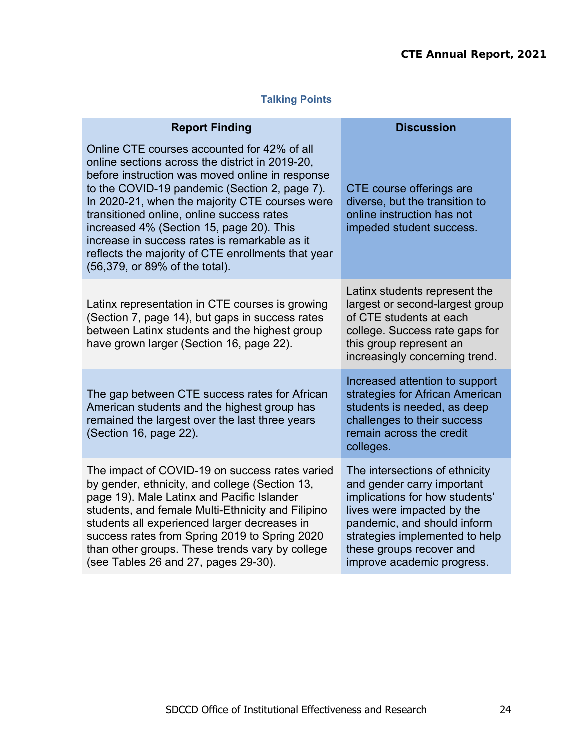## Talking Points

| Report Finding | Discussion |
|---|---|
| Online CTE courses accounted for 42% of all online sections across the district in 2019-20, before instruction was moved online in response to the COVID-19 pandemic (Section 2, page 7). In 2020-21, when the majority CTE courses were transitioned online, online success rates increased 4% (Section 15, page 20). This increase in success rates is remarkable as it reflects the majority of CTE enrollments that year (56,379, or 89% of the total). | CTE course offerings are diverse, but the transition to online instruction has not impeded student success. |
| Latinx representation in CTE courses is growing (Section 7, page 14), but gaps in success rates between Latinx students and the highest group have grown larger (Section 16, page 22). | Latinx students represent the largest or second-largest group of CTE students at each college. Success rate gaps for this group represent an increasingly concerning trend. |
| The gap between CTE success rates for African American students and the highest group has remained the largest over the last three years (Section 16, page 22). | Increased attention to support strategies for African American students is needed, as deep challenges to their success remain across the credit colleges. |
| The impact of COVID-19 on success rates varied by gender, ethnicity, and college (Section 13, page 19). Male Latinx and Pacific Islander students, and female Multi-Ethnicity and Filipino students all experienced larger decreases in success rates from Spring 2019 to Spring 2020 than other groups. These trends vary by college (see Tables 26 and 27, pages 29-30). | The intersections of ethnicity and gender carry important implications for how students' lives were impacted by the pandemic, and should inform strategies implemented to help these groups recover and improve academic progress. |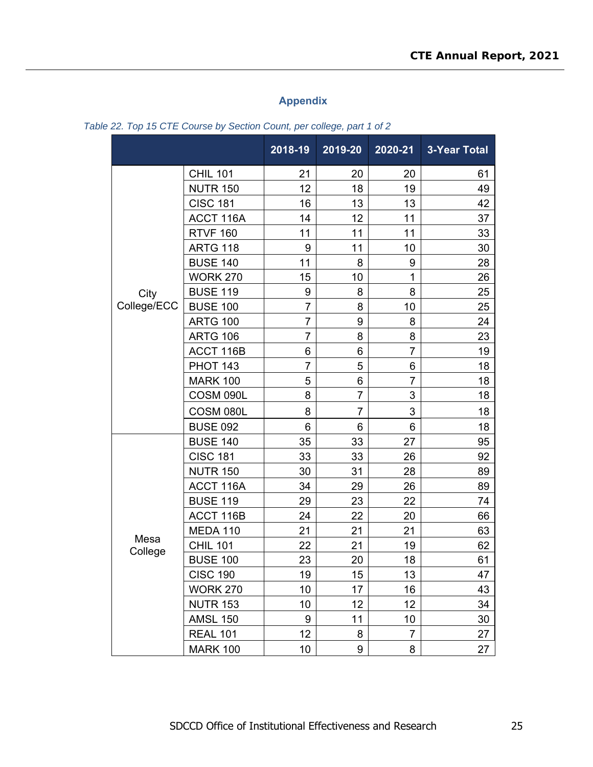## Appendix

*Table 22. Top 15 CTE Course by Section Count, per college, part 1 of 2*

| | | 2018-19 | 2019-20 | 2020-21 | 3-Year Total |
|---|---|---|---|---|---|
| City College/ECC | CHIL 101 | 21 | 20 | 20 | 61 |
| | NUTR 150 | 12 | 18 | 19 | 49 |
| | CISC 181 | 16 | 13 | 13 | 42 |
| | ACCT 116A | 14 | 12 | 11 | 37 |
| | RTVF 160 | 11 | 11 | 11 | 33 |
| | ARTG 118 | 9 | 11 | 10 | 30 |
| | BUSE 140 | 11 | 8 | 9 | 28 |
| | WORK 270 | 15 | 10 | 1 | 26 |
| | BUSE 119 | 9 | 8 | 8 | 25 |
| | BUSE 100 | 7 | 8 | 10 | 25 |
| | ARTG 100 | 7 | 9 | 8 | 24 |
| | ARTG 106 | 7 | 8 | 8 | 23 |
| | ACCT 116B | 6 | 6 | 7 | 19 |
| | PHOT 143 | 7 | 5 | 6 | 18 |
| | MARK 100 | 5 | 6 | 7 | 18 |
| | COSM 090L | 8 | 7 | 3 | 18 |
| | COSM 080L | 8 | 7 | 3 | 18 |
| | BUSE 092 | 6 | 6 | 6 | 18 |
| Mesa College | BUSE 140 | 35 | 33 | 27 | 95 |
| | CISC 181 | 33 | 33 | 26 | 92 |
| | NUTR 150 | 30 | 31 | 28 | 89 |
| | ACCT 116A | 34 | 29 | 26 | 89 |
| | BUSE 119 | 29 | 23 | 22 | 74 |
| | ACCT 116B | 24 | 22 | 20 | 66 |
| | MEDA 110 | 21 | 21 | 21 | 63 |
| | CHIL 101 | 22 | 21 | 19 | 62 |
| | BUSE 100 | 23 | 20 | 18 | 61 |
| | CISC 190 | 19 | 15 | 13 | 47 |
| | WORK 270 | 10 | 17 | 16 | 43 |
| | NUTR 153 | 10 | 12 | 12 | 34 |
| | AMSL 150 | 9 | 11 | 10 | 30 |
| | REAL 101 | 12 | 8 | 7 | 27 |
| | MARK 100 | 10 | 9 | 8 | 27 |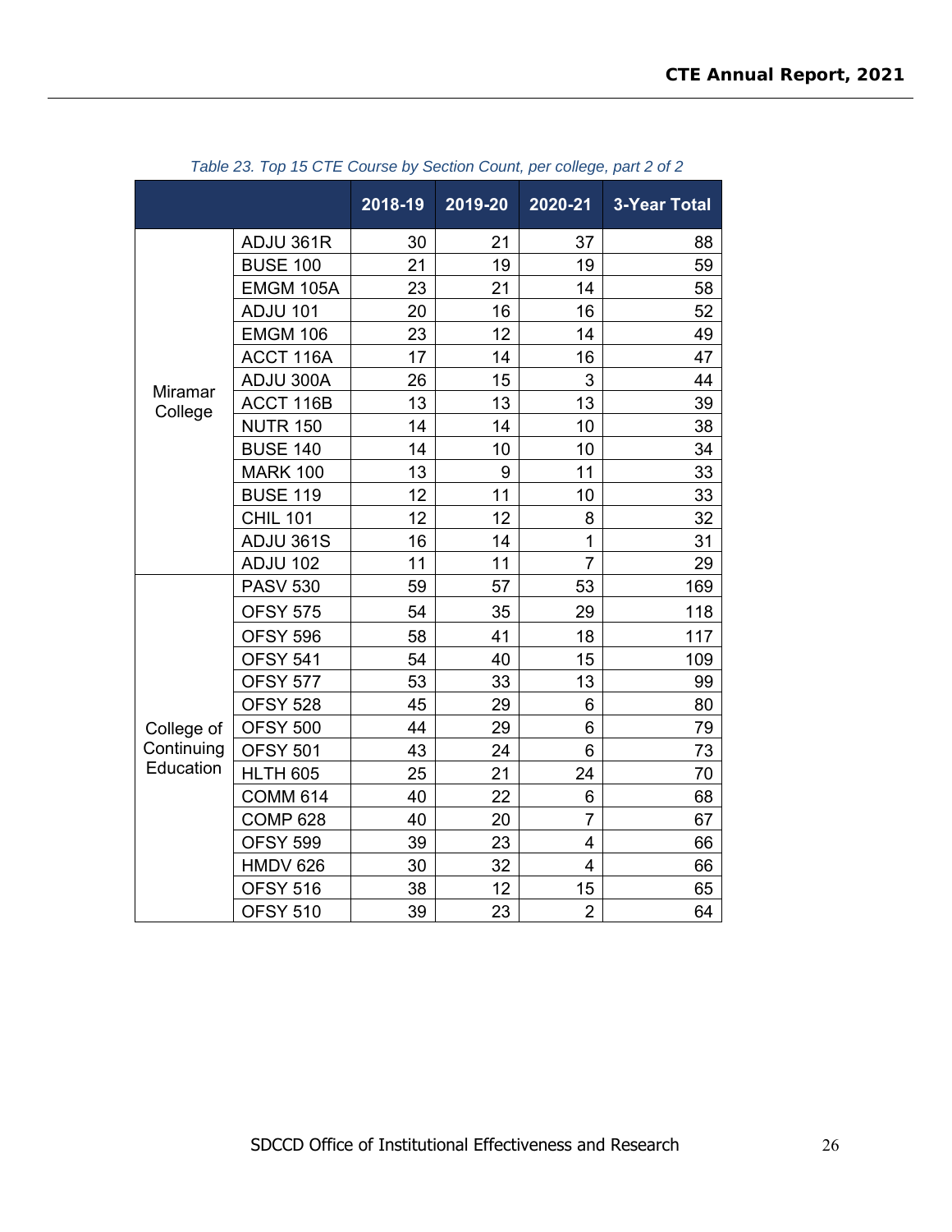*Table 23. Top 15 CTE Course by Section Count, per college, part 2 of 2*

| | | 2018-19 | 2019-20 | 2020-21 | 3-Year Total |
|---|---|---|---|---|---|
| Miramar College | ADJU 361R | 30 | 21 | 37 | 88 |
| | BUSE 100 | 21 | 19 | 19 | 59 |
| | EMGM 105A | 23 | 21 | 14 | 58 |
| | ADJU 101 | 20 | 16 | 16 | 52 |
| | EMGM 106 | 23 | 12 | 14 | 49 |
| | ACCT 116A | 17 | 14 | 16 | 47 |
| | ADJU 300A | 26 | 15 | 3 | 44 |
| | ACCT 116B | 13 | 13 | 13 | 39 |
| | NUTR 150 | 14 | 14 | 10 | 38 |
| | BUSE 140 | 14 | 10 | 10 | 34 |
| | MARK 100 | 13 | 9 | 11 | 33 |
| | BUSE 119 | 12 | 11 | 10 | 33 |
| | CHIL 101 | 12 | 12 | 8 | 32 |
| | ADJU 361S | 16 | 14 | 1 | 31 |
| | ADJU 102 | 11 | 11 | 7 | 29 |
| College of Continuing Education | PASV 530 | 59 | 57 | 53 | 169 |
| | OFSY 575 | 54 | 35 | 29 | 118 |
| | OFSY 596 | 58 | 41 | 18 | 117 |
| | OFSY 541 | 54 | 40 | 15 | 109 |
| | OFSY 577 | 53 | 33 | 13 | 99 |
| | OFSY 528 | 45 | 29 | 6 | 80 |
| | OFSY 500 | 44 | 29 | 6 | 79 |
| | OFSY 501 | 43 | 24 | 6 | 73 |
| | HLTH 605 | 25 | 21 | 24 | 70 |
| | COMM 614 | 40 | 22 | 6 | 68 |
| | COMP 628 | 40 | 20 | 7 | 67 |
| | OFSY 599 | 39 | 23 | 4 | 66 |
| | HMDV 626 | 30 | 32 | 4 | 66 |
| | OFSY 516 | 38 | 12 | 15 | 65 |
| | OFSY 510 | 39 | 23 | 2 | 64 |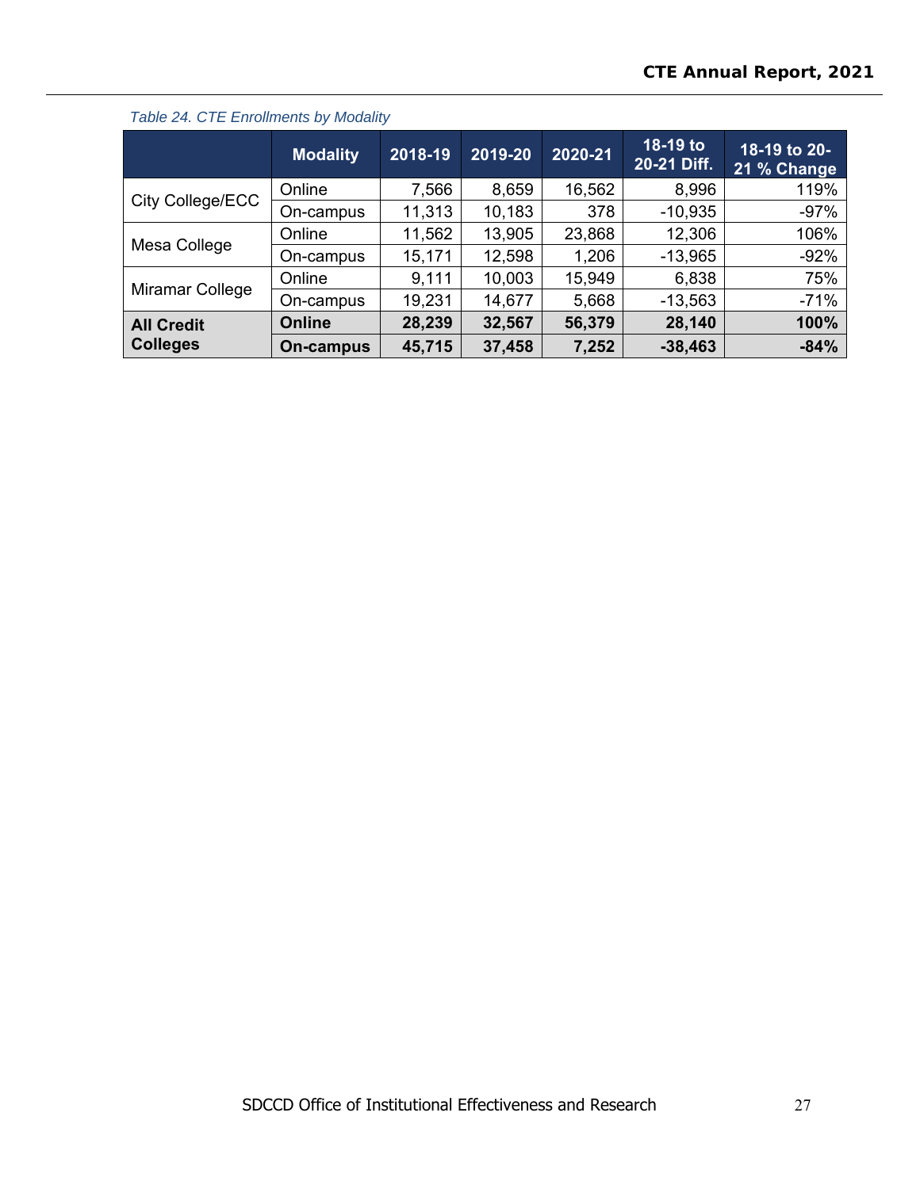*Table 24. CTE Enrollments by Modality*

| | Modality | 2018-19 | 2019-20 | 2020-21 | 18-19 to 20-21 Diff. | 18-19 to 20-21 % Change |
|---|---|---|---|---|---|---|
| City College/ECC | Online | 7,566 | 8,659 | 16,562 | 8,996 | 119% |
| | On-campus | 11,313 | 10,183 | 378 | -10,935 | -97% |
| Mesa College | Online | 11,562 | 13,905 | 23,868 | 12,306 | 106% |
| | On-campus | 15,171 | 12,598 | 1,206 | -13,965 | -92% |
| Miramar College | Online | 9,111 | 10,003 | 15,949 | 6,838 | 75% |
| | On-campus | 19,231 | 14,677 | 5,668 | -13,563 | -71% |
| **All Credit Colleges** | **Online** | **28,239** | **32,567** | **56,379** | **28,140** | **100%** |
| | **On-campus** | **45,715** | **37,458** | **7,252** | **-38,463** | **-84%** |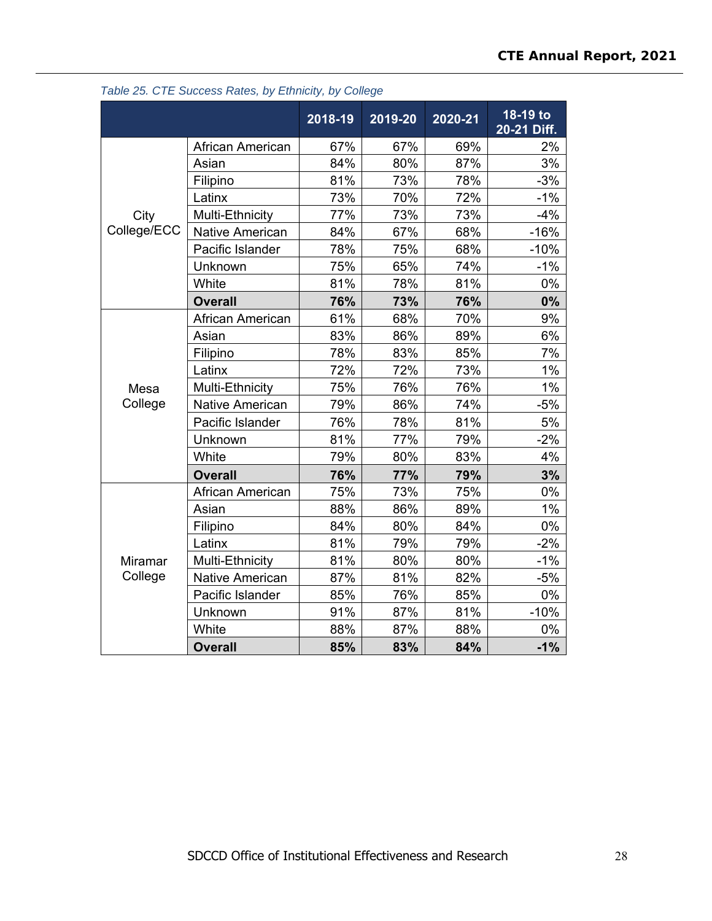*Table 25. CTE Success Rates, by Ethnicity, by College*

| | | 2018-19 | 2019-20 | 2020-21 | 18-19 to 20-21 Diff. |
|---|---|---|---|---|---|
| City College/ECC | African American | 67% | 67% | 69% | 2% |
| | Asian | 84% | 80% | 87% | 3% |
| | Filipino | 81% | 73% | 78% | -3% |
| | Latinx | 73% | 70% | 72% | -1% |
| | Multi-Ethnicity | 77% | 73% | 73% | -4% |
| | Native American | 84% | 67% | 68% | -16% |
| | Pacific Islander | 78% | 75% | 68% | -10% |
| | Unknown | 75% | 65% | 74% | -1% |
| | White | 81% | 78% | 81% | 0% |
| | **Overall** | **76%** | **73%** | **76%** | **0%** |
| Mesa College | African American | 61% | 68% | 70% | 9% |
| | Asian | 83% | 86% | 89% | 6% |
| | Filipino | 78% | 83% | 85% | 7% |
| | Latinx | 72% | 72% | 73% | 1% |
| | Multi-Ethnicity | 75% | 76% | 76% | 1% |
| | Native American | 79% | 86% | 74% | -5% |
| | Pacific Islander | 76% | 78% | 81% | 5% |
| | Unknown | 81% | 77% | 79% | -2% |
| | White | 79% | 80% | 83% | 4% |
| | **Overall** | **76%** | **77%** | **79%** | **3%** |
| Miramar College | African American | 75% | 73% | 75% | 0% |
| | Asian | 88% | 86% | 89% | 1% |
| | Filipino | 84% | 80% | 84% | 0% |
| | Latinx | 81% | 79% | 79% | -2% |
| | Multi-Ethnicity | 81% | 80% | 80% | -1% |
| | Native American | 87% | 81% | 82% | -5% |
| | Pacific Islander | 85% | 76% | 85% | 0% |
| | Unknown | 91% | 87% | 81% | -10% |
| | White | 88% | 87% | 88% | 0% |
| | **Overall** | **85%** | **83%** | **84%** | **-1%** |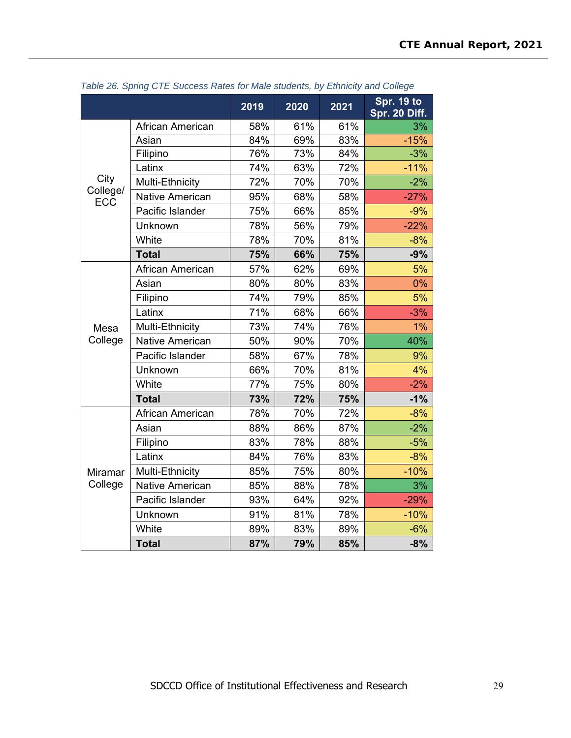*Table 26. Spring CTE Success Rates for Male students, by Ethnicity and College*

| | | 2019 | 2020 | 2021 | Spr. 19 to Spr. 20 Diff. |
|---|---|---|---|---|---|
| City College/ ECC | African American | 58% | 61% | 61% | 3% |
| | Asian | 84% | 69% | 83% | -15% |
| | Filipino | 76% | 73% | 84% | -3% |
| | Latinx | 74% | 63% | 72% | -11% |
| | Multi-Ethnicity | 72% | 70% | 70% | -2% |
| | Native American | 95% | 68% | 58% | -27% |
| | Pacific Islander | 75% | 66% | 85% | -9% |
| | Unknown | 78% | 56% | 79% | -22% |
| | White | 78% | 70% | 81% | -8% |
| | **Total** | **75%** | **66%** | **75%** | **-9%** |
| Mesa College | African American | 57% | 62% | 69% | 5% |
| | Asian | 80% | 80% | 83% | 0% |
| | Filipino | 74% | 79% | 85% | 5% |
| | Latinx | 71% | 68% | 66% | -3% |
| | Multi-Ethnicity | 73% | 74% | 76% | 1% |
| | Native American | 50% | 90% | 70% | 40% |
| | Pacific Islander | 58% | 67% | 78% | 9% |
| | Unknown | 66% | 70% | 81% | 4% |
| | White | 77% | 75% | 80% | -2% |
| | **Total** | **73%** | **72%** | **75%** | **-1%** |
| Miramar College | African American | 78% | 70% | 72% | -8% |
| | Asian | 88% | 86% | 87% | -2% |
| | Filipino | 83% | 78% | 88% | -5% |
| | Latinx | 84% | 76% | 83% | -8% |
| | Multi-Ethnicity | 85% | 75% | 80% | -10% |
| | Native American | 85% | 88% | 78% | 3% |
| | Pacific Islander | 93% | 64% | 92% | -29% |
| | Unknown | 91% | 81% | 78% | -10% |
| | White | 89% | 83% | 89% | -6% |
| | **Total** | **87%** | **79%** | **85%** | **-8%** |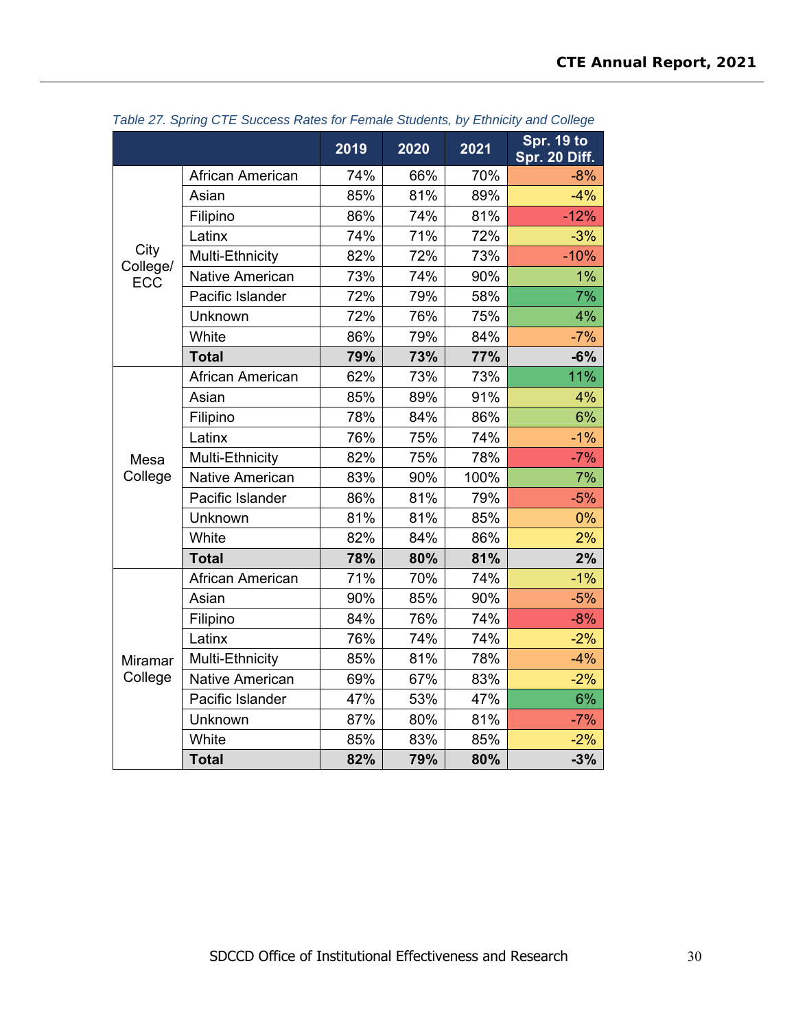*Table 27. Spring CTE Success Rates for Female Students, by Ethnicity and College*

| | | 2019 | 2020 | 2021 | Spr. 19 to Spr. 20 Diff. |
|---|---|---|---|---|---|
| City College/ ECC | African American | 74% | 66% | 70% | -8% |
| | Asian | 85% | 81% | 89% | -4% |
| | Filipino | 86% | 74% | 81% | -12% |
| | Latinx | 74% | 71% | 72% | -3% |
| | Multi-Ethnicity | 82% | 72% | 73% | -10% |
| | Native American | 73% | 74% | 90% | 1% |
| | Pacific Islander | 72% | 79% | 58% | 7% |
| | Unknown | 72% | 76% | 75% | 4% |
| | White | 86% | 79% | 84% | -7% |
| | **Total** | **79%** | **73%** | **77%** | **-6%** |
| Mesa College | African American | 62% | 73% | 73% | 11% |
| | Asian | 85% | 89% | 91% | 4% |
| | Filipino | 78% | 84% | 86% | 6% |
| | Latinx | 76% | 75% | 74% | -1% |
| | Multi-Ethnicity | 82% | 75% | 78% | -7% |
| | Native American | 83% | 90% | 100% | 7% |
| | Pacific Islander | 86% | 81% | 79% | -5% |
| | Unknown | 81% | 81% | 85% | 0% |
| | White | 82% | 84% | 86% | 2% |
| | **Total** | **78%** | **80%** | **81%** | **2%** |
| Miramar College | African American | 71% | 70% | 74% | -1% |
| | Asian | 90% | 85% | 90% | -5% |
| | Filipino | 84% | 76% | 74% | -8% |
| | Latinx | 76% | 74% | 74% | -2% |
| | Multi-Ethnicity | 85% | 81% | 78% | -4% |
| | Native American | 69% | 67% | 83% | -2% |
| | Pacific Islander | 47% | 53% | 47% | 6% |
| | Unknown | 87% | 80% | 81% | -7% |
| | White | 85% | 83% | 85% | -2% |
| | **Total** | **82%** | **79%** | **80%** | **-3%** |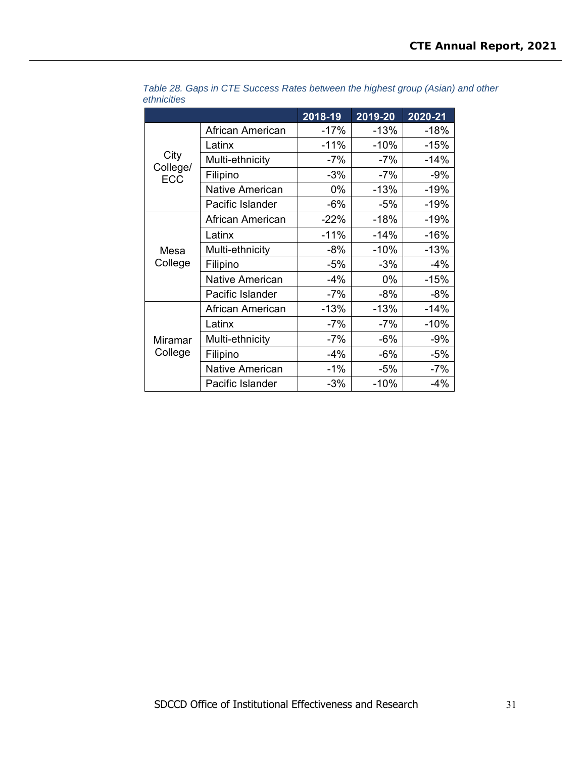*Table 28. Gaps in CTE Success Rates between the highest group (Asian) and other ethnicities*

| | | 2018-19 | 2019-20 | 2020-21 |
|---|---|---|---|---|
| City College/ ECC | African American | -17% | -13% | -18% |
| | Latinx | -11% | -10% | -15% |
| | Multi-ethnicity | -7% | -7% | -14% |
| | Filipino | -3% | -7% | -9% |
| | Native American | 0% | -13% | -19% |
| | Pacific Islander | -6% | -5% | -19% |
| Mesa College | African American | -22% | -18% | -19% |
| | Latinx | -11% | -14% | -16% |
| | Multi-ethnicity | -8% | -10% | -13% |
| | Filipino | -5% | -3% | -4% |
| | Native American | -4% | 0% | -15% |
| | Pacific Islander | -7% | -8% | -8% |
| Miramar College | African American | -13% | -13% | -14% |
| | Latinx | -7% | -7% | -10% |
| | Multi-ethnicity | -7% | -6% | -9% |
| | Filipino | -4% | -6% | -5% |
| | Native American | -1% | -5% | -7% |
| | Pacific Islander | -3% | -10% | -4% |